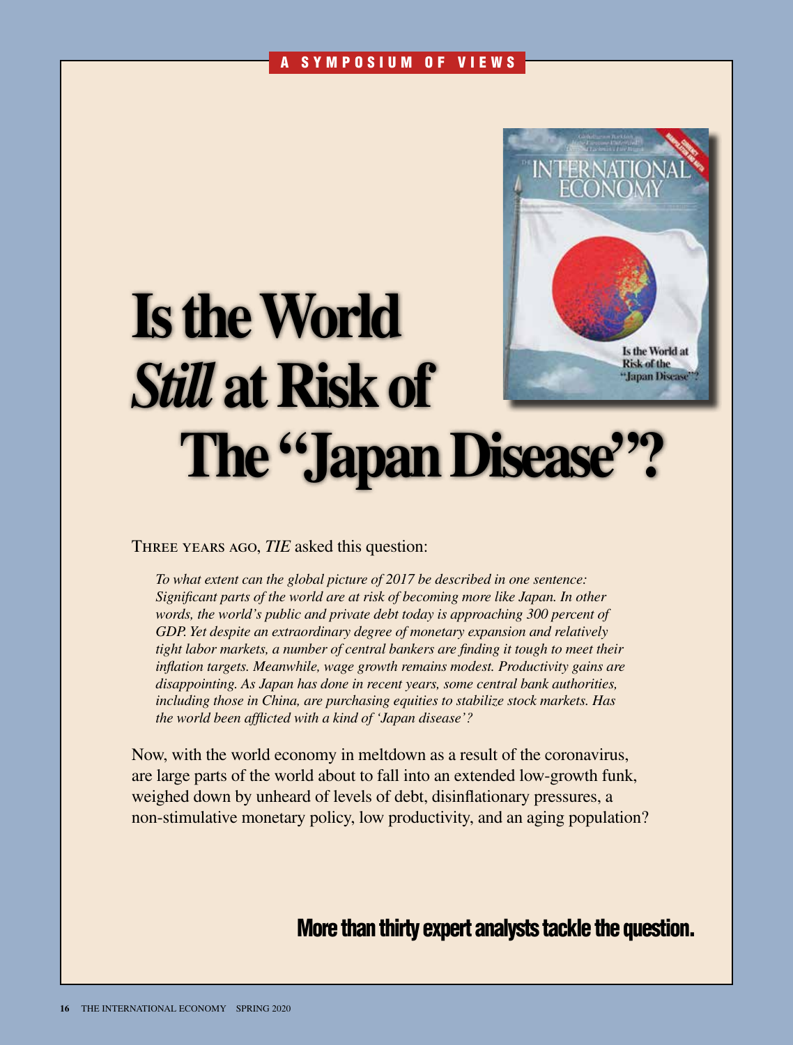A SYMPOSIUM OF VIEWS

# Is the World *Still* at Risk of The "Japan Disease"?

THREE YEARS AGO, *TIE* asked this question:

> *To what extent can the global picture of 2017 be described in one sentence: Significant parts of the world are at risk of becoming more like Japan. In other words, the world's public and private debt today is approaching 300 percent of GDP. Yet despite an extraordinary degree of monetary expansion and relatively tight labor markets, a number of central bankers are finding it tough to meet their inflation targets. Meanwhile, wage growth remains modest. Productivity gains are disappointing. As Japan has done in recent years, some central bank authorities, including those in China, are purchasing equities to stabilize stock markets. Has the world been afflicted with a kind of 'Japan disease'?*

Now, with the world economy in meltdown as a result of the coronavirus, are large parts of the world about to fall into an extended low-growth funk, weighed down by unheard of levels of debt, disinflationary pressures, a non-stimulative monetary policy, low productivity, and an aging population?

**More than thirty expert analysts tackle the question.**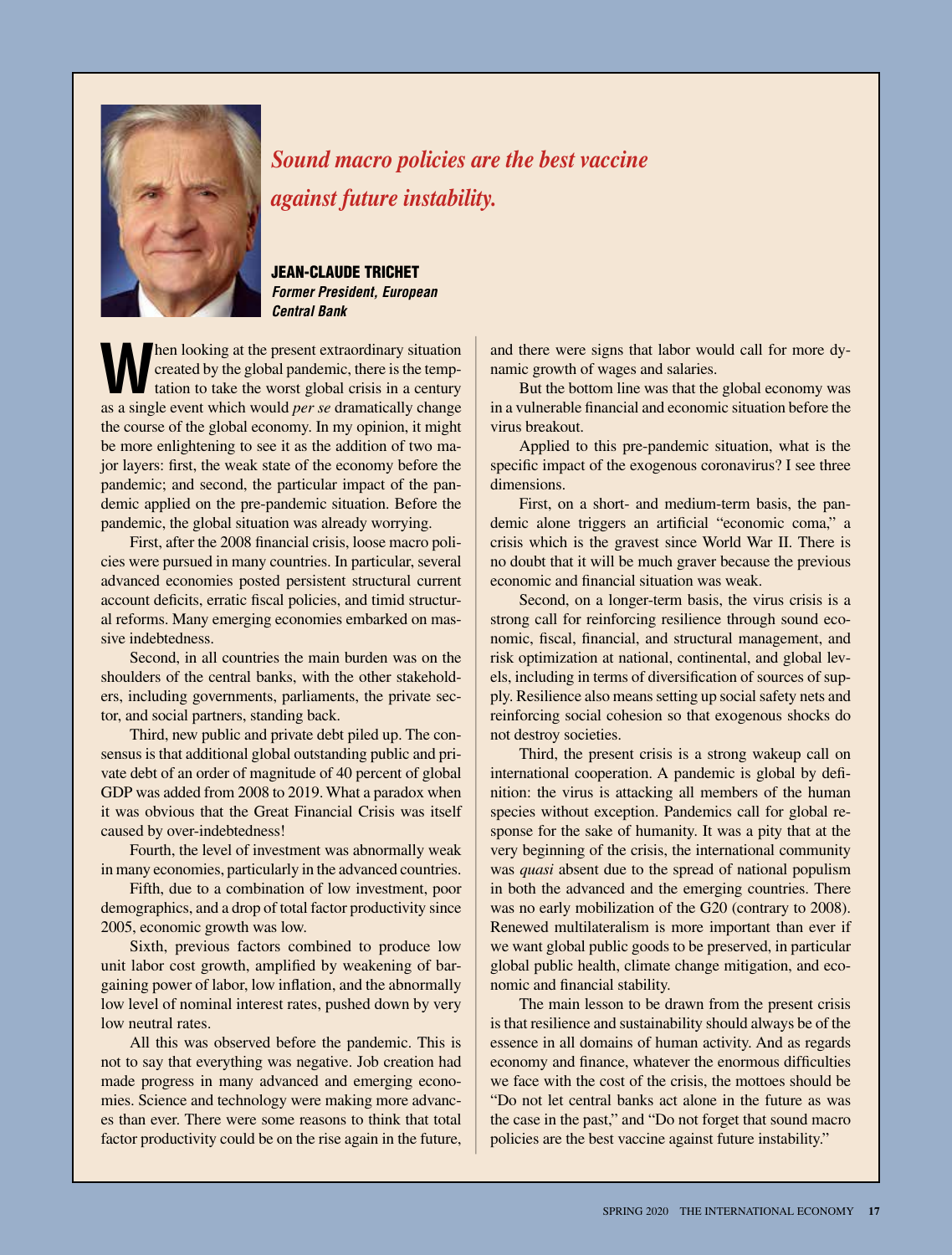*Sound macro policies are the best vaccine against future instability.*

**JEAN-CLAUDE TRICHET**
***Former President, European Central Bank***

When looking at the present extraordinary situation created by the global pandemic, there is the temptation to take the worst global crisis in a century as a single event which would *per se* dramatically change the course of the global economy. In my opinion, it might be more enlightening to see it as the addition of two major layers: first, the weak state of the economy before the pandemic; and second, the particular impact of the pandemic applied on the pre-pandemic situation. Before the pandemic, the global situation was already worrying.

First, after the 2008 financial crisis, loose macro policies were pursued in many countries. In particular, several advanced economies posted persistent structural current account deficits, erratic fiscal policies, and timid structural reforms. Many emerging economies embarked on massive indebtedness.

Second, in all countries the main burden was on the shoulders of the central banks, with the other stakeholders, including governments, parliaments, the private sector, and social partners, standing back.

Third, new public and private debt piled up. The consensus is that additional global outstanding public and private debt of an order of magnitude of 40 percent of global GDP was added from 2008 to 2019. What a paradox when it was obvious that the Great Financial Crisis was itself caused by over-indebtedness!

Fourth, the level of investment was abnormally weak in many economies, particularly in the advanced countries.

Fifth, due to a combination of low investment, poor demographics, and a drop of total factor productivity since 2005, economic growth was low.

Sixth, previous factors combined to produce low unit labor cost growth, amplified by weakening of bargaining power of labor, low inflation, and the abnormally low level of nominal interest rates, pushed down by very low neutral rates.

All this was observed before the pandemic. This is not to say that everything was negative. Job creation had made progress in many advanced and emerging economies. Science and technology were making more advances than ever. There were some reasons to think that total factor productivity could be on the rise again in the future, and there were signs that labor would call for more dynamic growth of wages and salaries.

But the bottom line was that the global economy was in a vulnerable financial and economic situation before the virus breakout.

Applied to this pre-pandemic situation, what is the specific impact of the exogenous coronavirus? I see three dimensions.

First, on a short- and medium-term basis, the pandemic alone triggers an artificial "economic coma," a crisis which is the gravest since World War II. There is no doubt that it will be much graver because the previous economic and financial situation was weak.

Second, on a longer-term basis, the virus crisis is a strong call for reinforcing resilience through sound economic, fiscal, financial, and structural management, and risk optimization at national, continental, and global levels, including in terms of diversification of sources of supply. Resilience also means setting up social safety nets and reinforcing social cohesion so that exogenous shocks do not destroy societies.

Third, the present crisis is a strong wakeup call on international cooperation. A pandemic is global by definition: the virus is attacking all members of the human species without exception. Pandemics call for global response for the sake of humanity. It was a pity that at the very beginning of the crisis, the international community was *quasi* absent due to the spread of national populism in both the advanced and the emerging countries. There was no early mobilization of the G20 (contrary to 2008). Renewed multilateralism is more important than ever if we want global public goods to be preserved, in particular global public health, climate change mitigation, and economic and financial stability.

The main lesson to be drawn from the present crisis is that resilience and sustainability should always be of the essence in all domains of human activity. And as regards economy and finance, whatever the enormous difficulties we face with the cost of the crisis, the mottoes should be "Do not let central banks act alone in the future as was the case in the past," and "Do not forget that sound macro policies are the best vaccine against future instability."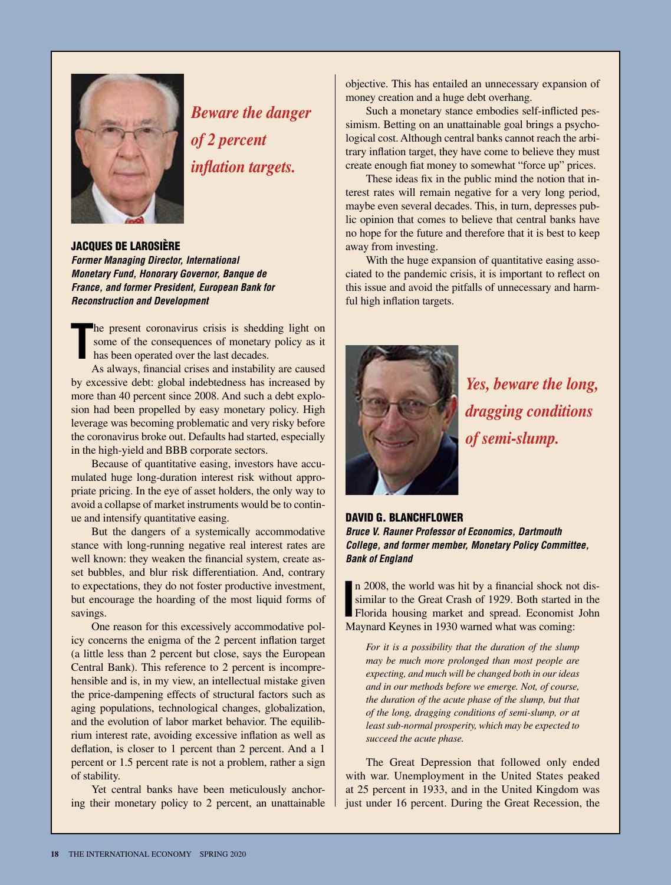*Beware the danger of 2 percent inflation targets.*

**JACQUES DE LAROSIÈRE**
*Former Managing Director, International Monetary Fund, Honorary Governor, Banque de France, and former President, European Bank for Reconstruction and Development*

The present coronavirus crisis is shedding light on some of the consequences of monetary policy as it has been operated over the last decades.

As always, financial crises and instability are caused by excessive debt: global indebtedness has increased by more than 40 percent since 2008. And such a debt explosion had been propelled by easy monetary policy. High leverage was becoming problematic and very risky before the coronavirus broke out. Defaults had started, especially in the high-yield and BBB corporate sectors.

Because of quantitative easing, investors have accumulated huge long-duration interest risk without appropriate pricing. In the eye of asset holders, the only way to avoid a collapse of market instruments would be to continue and intensify quantitative easing.

But the dangers of a systemically accommodative stance with long-running negative real interest rates are well known: they weaken the financial system, create asset bubbles, and blur risk differentiation. And, contrary to expectations, they do not foster productive investment, but encourage the hoarding of the most liquid forms of savings.

One reason for this excessively accommodative policy concerns the enigma of the 2 percent inflation target (a little less than 2 percent but close, says the European Central Bank). This reference to 2 percent is incomprehensible and is, in my view, an intellectual mistake given the price-dampening effects of structural factors such as aging populations, technological changes, globalization, and the evolution of labor market behavior. The equilibrium interest rate, avoiding excessive inflation as well as deflation, is closer to 1 percent than 2 percent. And a 1 percent or 1.5 percent rate is not a problem, rather a sign of stability.

Yet central banks have been meticulously anchoring their monetary policy to 2 percent, an unattainable objective. This has entailed an unnecessary expansion of money creation and a huge debt overhang.

Such a monetary stance embodies self-inflicted pessimism. Betting on an unattainable goal brings a psychological cost. Although central banks cannot reach the arbitrary inflation target, they have come to believe they must create enough fiat money to somewhat "force up" prices.

These ideas fix in the public mind the notion that interest rates will remain negative for a very long period, maybe even several decades. This, in turn, depresses public opinion that comes to believe that central banks have no hope for the future and therefore that it is best to keep away from investing.

With the huge expansion of quantitative easing associated to the pandemic crisis, it is important to reflect on this issue and avoid the pitfalls of unnecessary and harmful high inflation targets.

*Yes, beware the long, dragging conditions of semi-slump.*

**DAVID G. BLANCHFLOWER**
*Bruce V. Rauner Professor of Economics, Dartmouth College, and former member, Monetary Policy Committee, Bank of England*

In 2008, the world was hit by a financial shock not dissimilar to the Great Crash of 1929. Both started in the Florida housing market and spread. Economist John Maynard Keynes in 1930 warned what was coming:

> *For it is a possibility that the duration of the slump may be much more prolonged than most people are expecting, and much will be changed both in our ideas and in our methods before we emerge. Not, of course, the duration of the acute phase of the slump, but that of the long, dragging conditions of semi-slump, or at least sub-normal prosperity, which may be expected to succeed the acute phase.*

The Great Depression that followed only ended with war. Unemployment in the United States peaked at 25 percent in 1933, and in the United Kingdom was just under 16 percent. During the Great Recession, the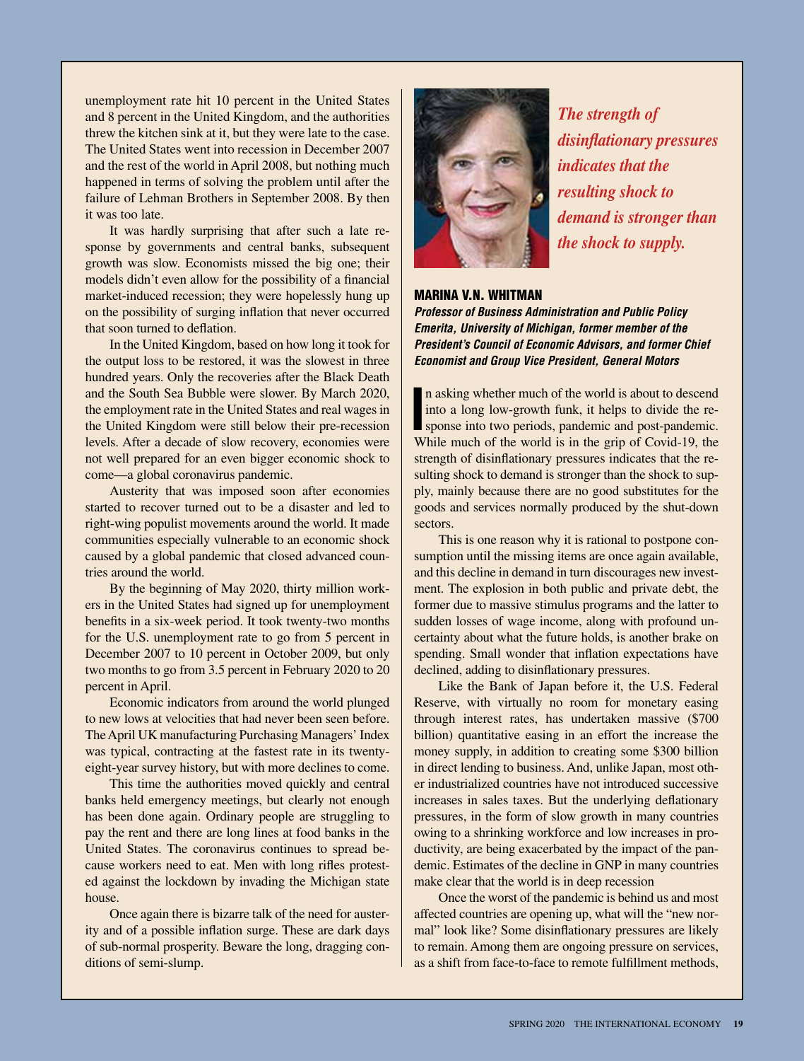unemployment rate hit 10 percent in the United States and 8 percent in the United Kingdom, and the authorities threw the kitchen sink at it, but they were late to the case. The United States went into recession in December 2007 and the rest of the world in April 2008, but nothing much happened in terms of solving the problem until after the failure of Lehman Brothers in September 2008. By then it was too late.

It was hardly surprising that after such a late response by governments and central banks, subsequent growth was slow. Economists missed the big one; their models didn't even allow for the possibility of a financial market-induced recession; they were hopelessly hung up on the possibility of surging inflation that never occurred that soon turned to deflation.

In the United Kingdom, based on how long it took for the output loss to be restored, it was the slowest in three hundred years. Only the recoveries after the Black Death and the South Sea Bubble were slower. By March 2020, the employment rate in the United States and real wages in the United Kingdom were still below their pre-recession levels. After a decade of slow recovery, economies were not well prepared for an even bigger economic shock to come—a global coronavirus pandemic.

Austerity that was imposed soon after economies started to recover turned out to be a disaster and led to right-wing populist movements around the world. It made communities especially vulnerable to an economic shock caused by a global pandemic that closed advanced countries around the world.

By the beginning of May 2020, thirty million workers in the United States had signed up for unemployment benefits in a six-week period. It took twenty-two months for the U.S. unemployment rate to go from 5 percent in December 2007 to 10 percent in October 2009, but only two months to go from 3.5 percent in February 2020 to 20 percent in April.

Economic indicators from around the world plunged to new lows at velocities that had never been seen before. The April UK manufacturing Purchasing Managers' Index was typical, contracting at the fastest rate in its twenty-eight-year survey history, but with more declines to come.

This time the authorities moved quickly and central banks held emergency meetings, but clearly not enough has been done again. Ordinary people are struggling to pay the rent and there are long lines at food banks in the United States. The coronavirus continues to spread because workers need to eat. Men with long rifles protested against the lockdown by invading the Michigan state house.

Once again there is bizarre talk of the need for austerity and of a possible inflation surge. These are dark days of sub-normal prosperity. Beware the long, dragging conditions of semi-slump.

*The strength of disinflationary pressures indicates that the resulting shock to demand is stronger than the shock to supply.*

## MARINA V.N. WHITMAN

***Professor of Business Administration and Public Policy Emerita, University of Michigan, former member of the President's Council of Economic Advisors, and former Chief Economist and Group Vice President, General Motors***

In asking whether much of the world is about to descend into a long low-growth funk, it helps to divide the response into two periods, pandemic and post-pandemic. While much of the world is in the grip of Covid-19, the strength of disinflationary pressures indicates that the resulting shock to demand is stronger than the shock to supply, mainly because there are no good substitutes for the goods and services normally produced by the shut-down sectors.

This is one reason why it is rational to postpone consumption until the missing items are once again available, and this decline in demand in turn discourages new investment. The explosion in both public and private debt, the former due to massive stimulus programs and the latter to sudden losses of wage income, along with profound uncertainty about what the future holds, is another brake on spending. Small wonder that inflation expectations have declined, adding to disinflationary pressures.

Like the Bank of Japan before it, the U.S. Federal Reserve, with virtually no room for monetary easing through interest rates, has undertaken massive ($700 billion) quantitative easing in an effort the increase the money supply, in addition to creating some $300 billion in direct lending to business. And, unlike Japan, most other industrialized countries have not introduced successive increases in sales taxes. But the underlying deflationary pressures, in the form of slow growth in many countries owing to a shrinking workforce and low increases in productivity, are being exacerbated by the impact of the pandemic. Estimates of the decline in GNP in many countries make clear that the world is in deep recession

Once the worst of the pandemic is behind us and most affected countries are opening up, what will the "new normal" look like? Some disinflationary pressures are likely to remain. Among them are ongoing pressure on services, as a shift from face-to-face to remote fulfillment methods,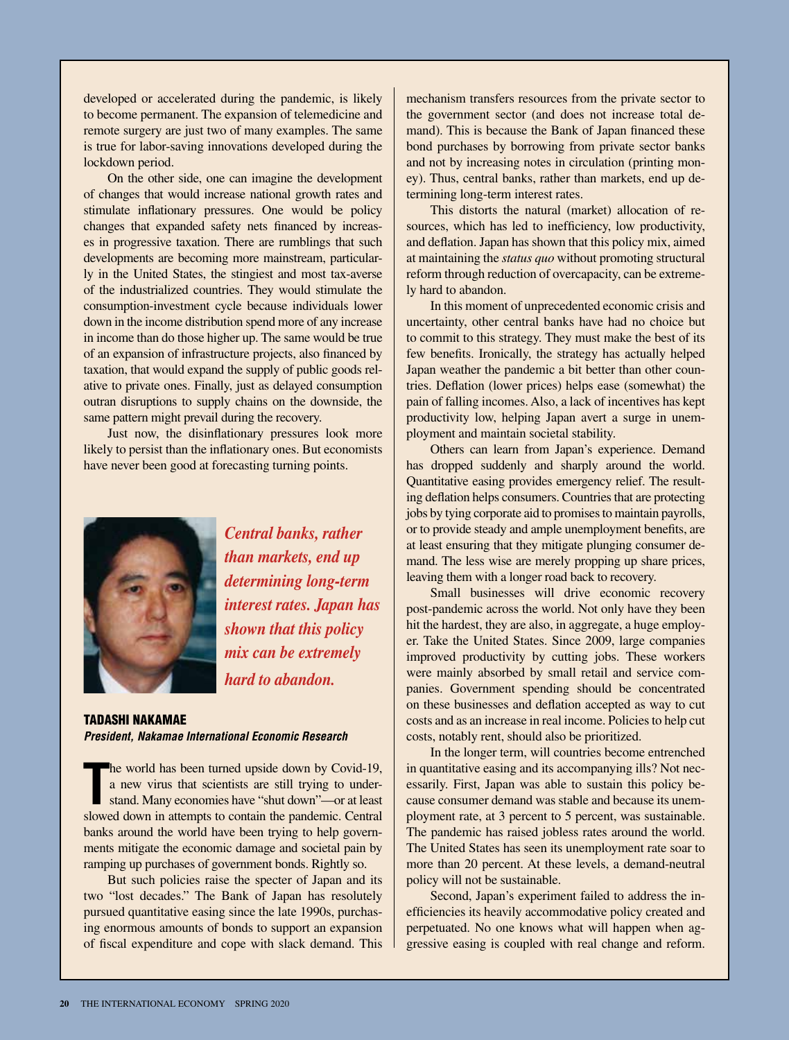developed or accelerated during the pandemic, is likely to become permanent. The expansion of telemedicine and remote surgery are just two of many examples. The same is true for labor-saving innovations developed during the lockdown period.

On the other side, one can imagine the development of changes that would increase national growth rates and stimulate inflationary pressures. One would be policy changes that expanded safety nets financed by increases in progressive taxation. There are rumblings that such developments are becoming more mainstream, particularly in the United States, the stingiest and most tax-averse of the industrialized countries. They would stimulate the consumption-investment cycle because individuals lower down in the income distribution spend more of any increase in income than do those higher up. The same would be true of an expansion of infrastructure projects, also financed by taxation, that would expand the supply of public goods relative to private ones. Finally, just as delayed consumption outran disruptions to supply chains on the downside, the same pattern might prevail during the recovery.

Just now, the disinflationary pressures look more likely to persist than the inflationary ones. But economists have never been good at forecasting turning points.

***Central banks, rather than markets, end up determining long-term interest rates. Japan has shown that this policy mix can be extremely hard to abandon.***

## TADASHI NAKAMAE

***President, Nakamae International Economic Research***

The world has been turned upside down by Covid-19, a new virus that scientists are still trying to understand. Many economies have "shut down"—or at least slowed down in attempts to contain the pandemic. Central banks around the world have been trying to help governments mitigate the economic damage and societal pain by ramping up purchases of government bonds. Rightly so.

But such policies raise the specter of Japan and its two "lost decades." The Bank of Japan has resolutely pursued quantitative easing since the late 1990s, purchasing enormous amounts of bonds to support an expansion of fiscal expenditure and cope with slack demand. This mechanism transfers resources from the private sector to the government sector (and does not increase total demand). This is because the Bank of Japan financed these bond purchases by borrowing from private sector banks and not by increasing notes in circulation (printing money). Thus, central banks, rather than markets, end up determining long-term interest rates.

This distorts the natural (market) allocation of resources, which has led to inefficiency, low productivity, and deflation. Japan has shown that this policy mix, aimed at maintaining the *status quo* without promoting structural reform through reduction of overcapacity, can be extremely hard to abandon.

In this moment of unprecedented economic crisis and uncertainty, other central banks have had no choice but to commit to this strategy. They must make the best of its few benefits. Ironically, the strategy has actually helped Japan weather the pandemic a bit better than other countries. Deflation (lower prices) helps ease (somewhat) the pain of falling incomes. Also, a lack of incentives has kept productivity low, helping Japan avert a surge in unemployment and maintain societal stability.

Others can learn from Japan's experience. Demand has dropped suddenly and sharply around the world. Quantitative easing provides emergency relief. The resulting deflation helps consumers. Countries that are protecting jobs by tying corporate aid to promises to maintain payrolls, or to provide steady and ample unemployment benefits, are at least ensuring that they mitigate plunging consumer demand. The less wise are merely propping up share prices, leaving them with a longer road back to recovery.

Small businesses will drive economic recovery post-pandemic across the world. Not only have they been hit the hardest, they are also, in aggregate, a huge employer. Take the United States. Since 2009, large companies improved productivity by cutting jobs. These workers were mainly absorbed by small retail and service companies. Government spending should be concentrated on these businesses and deflation accepted as way to cut costs and as an increase in real income. Policies to help cut costs, notably rent, should also be prioritized.

In the longer term, will countries become entrenched in quantitative easing and its accompanying ills? Not necessarily. First, Japan was able to sustain this policy because consumer demand was stable and because its unemployment rate, at 3 percent to 5 percent, was sustainable. The pandemic has raised jobless rates around the world. The United States has seen its unemployment rate soar to more than 20 percent. At these levels, a demand-neutral policy will not be sustainable.

Second, Japan's experiment failed to address the inefficiencies its heavily accommodative policy created and perpetuated. No one knows what will happen when aggressive easing is coupled with real change and reform.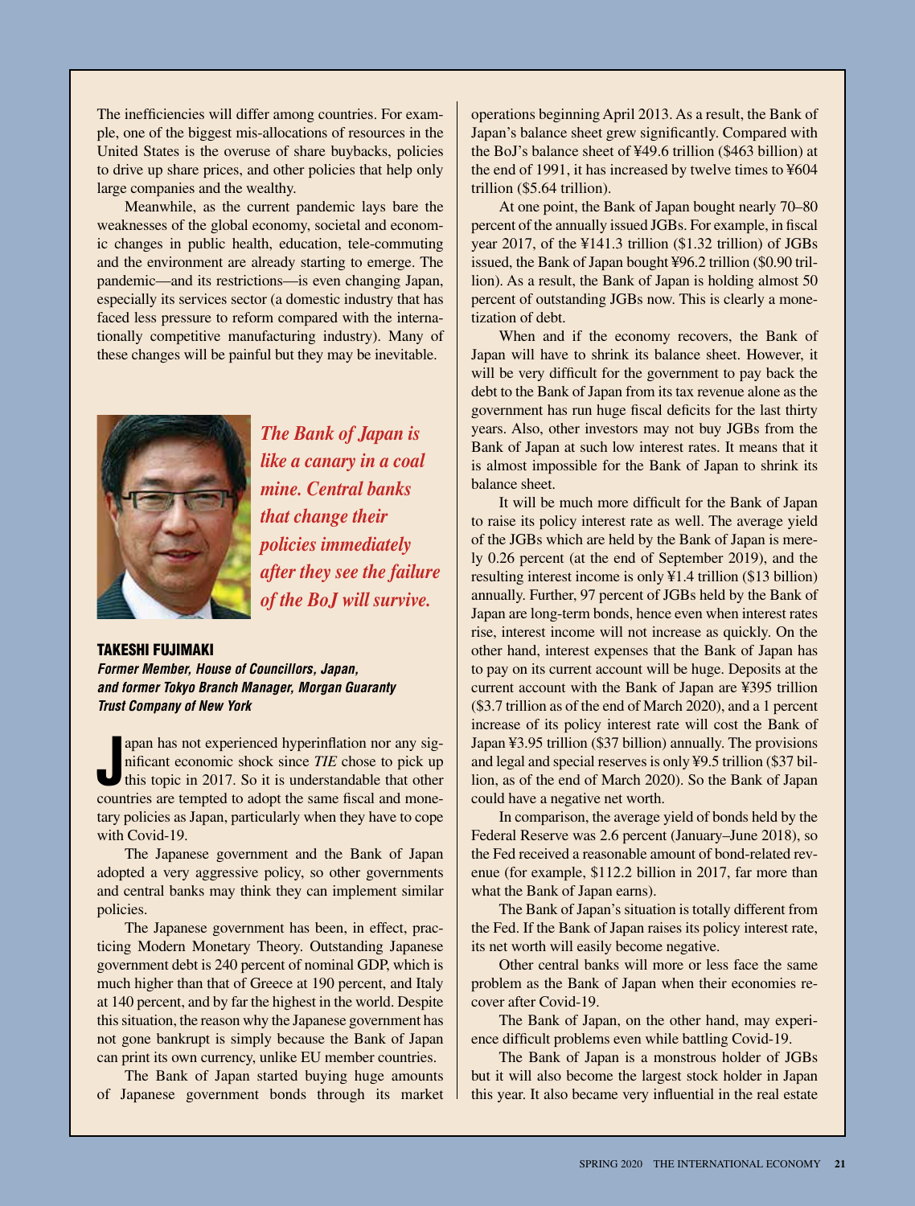The inefficiencies will differ among countries. For example, one of the biggest mis-allocations of resources in the United States is the overuse of share buybacks, policies to drive up share prices, and other policies that help only large companies and the wealthy.

Meanwhile, as the current pandemic lays bare the weaknesses of the global economy, societal and economic changes in public health, education, tele-commuting and the environment are already starting to emerge. The pandemic—and its restrictions—is even changing Japan, especially its services sector (a domestic industry that has faced less pressure to reform compared with the internationally competitive manufacturing industry). Many of these changes will be painful but they may be inevitable.

*The Bank of Japan is like a canary in a coal mine. Central banks that change their policies immediately after they see the failure of the BoJ will survive.*

**TAKESHI FUJIMAKI**
***Former Member, House of Councillors, Japan, and former Tokyo Branch Manager, Morgan Guaranty Trust Company of New York***

Japan has not experienced hyperinflation nor any significant economic shock since *TIE* chose to pick up this topic in 2017. So it is understandable that other countries are tempted to adopt the same fiscal and monetary policies as Japan, particularly when they have to cope with Covid-19.

The Japanese government and the Bank of Japan adopted a very aggressive policy, so other governments and central banks may think they can implement similar policies.

The Japanese government has been, in effect, practicing Modern Monetary Theory. Outstanding Japanese government debt is 240 percent of nominal GDP, which is much higher than that of Greece at 190 percent, and Italy at 140 percent, and by far the highest in the world. Despite this situation, the reason why the Japanese government has not gone bankrupt is simply because the Bank of Japan can print its own currency, unlike EU member countries.

The Bank of Japan started buying huge amounts of Japanese government bonds through its market operations beginning April 2013. As a result, the Bank of Japan's balance sheet grew significantly. Compared with the BoJ's balance sheet of ¥49.6 trillion ($463 billion) at the end of 1991, it has increased by twelve times to ¥604 trillion ($5.64 trillion).

At one point, the Bank of Japan bought nearly 70–80 percent of the annually issued JGBs. For example, in fiscal year 2017, of the ¥141.3 trillion ($1.32 trillion) of JGBs issued, the Bank of Japan bought ¥96.2 trillion ($0.90 trillion). As a result, the Bank of Japan is holding almost 50 percent of outstanding JGBs now. This is clearly a monetization of debt.

When and if the economy recovers, the Bank of Japan will have to shrink its balance sheet. However, it will be very difficult for the government to pay back the debt to the Bank of Japan from its tax revenue alone as the government has run huge fiscal deficits for the last thirty years. Also, other investors may not buy JGBs from the Bank of Japan at such low interest rates. It means that it is almost impossible for the Bank of Japan to shrink its balance sheet.

It will be much more difficult for the Bank of Japan to raise its policy interest rate as well. The average yield of the JGBs which are held by the Bank of Japan is merely 0.26 percent (at the end of September 2019), and the resulting interest income is only ¥1.4 trillion ($13 billion) annually. Further, 97 percent of JGBs held by the Bank of Japan are long-term bonds, hence even when interest rates rise, interest income will not increase as quickly. On the other hand, interest expenses that the Bank of Japan has to pay on its current account will be huge. Deposits at the current account with the Bank of Japan are ¥395 trillion ($3.7 trillion as of the end of March 2020), and a 1 percent increase of its policy interest rate will cost the Bank of Japan ¥3.95 trillion ($37 billion) annually. The provisions and legal and special reserves is only ¥9.5 trillion ($37 billion, as of the end of March 2020). So the Bank of Japan could have a negative net worth.

In comparison, the average yield of bonds held by the Federal Reserve was 2.6 percent (January–June 2018), so the Fed received a reasonable amount of bond-related revenue (for example, $112.2 billion in 2017, far more than what the Bank of Japan earns).

The Bank of Japan's situation is totally different from the Fed. If the Bank of Japan raises its policy interest rate, its net worth will easily become negative.

Other central banks will more or less face the same problem as the Bank of Japan when their economies recover after Covid-19.

The Bank of Japan, on the other hand, may experience difficult problems even while battling Covid-19.

The Bank of Japan is a monstrous holder of JGBs but it will also become the largest stock holder in Japan this year. It also became very influential in the real estate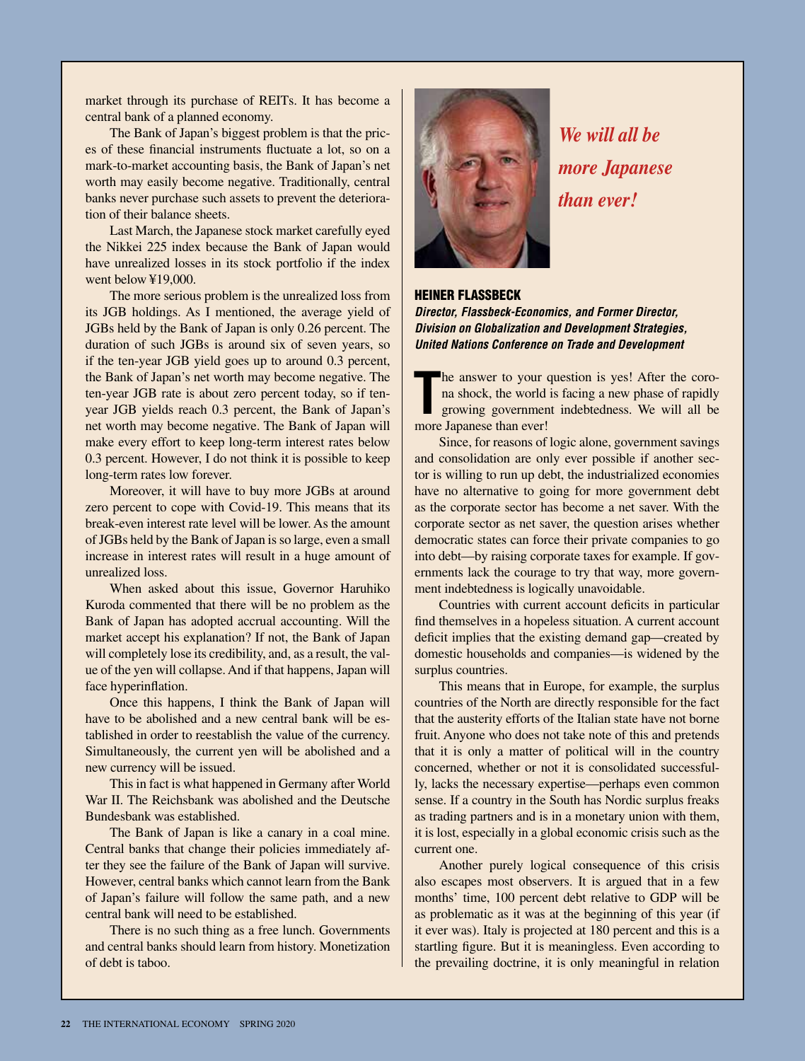market through its purchase of REITs. It has become a central bank of a planned economy.

The Bank of Japan's biggest problem is that the prices of these financial instruments fluctuate a lot, so on a mark-to-market accounting basis, the Bank of Japan's net worth may easily become negative. Traditionally, central banks never purchase such assets to prevent the deterioration of their balance sheets.

Last March, the Japanese stock market carefully eyed the Nikkei 225 index because the Bank of Japan would have unrealized losses in its stock portfolio if the index went below ¥19,000.

The more serious problem is the unrealized loss from its JGB holdings. As I mentioned, the average yield of JGBs held by the Bank of Japan is only 0.26 percent. The duration of such JGBs is around six of seven years, so if the ten-year JGB yield goes up to around 0.3 percent, the Bank of Japan's net worth may become negative. The ten-year JGB rate is about zero percent today, so if ten-year JGB yields reach 0.3 percent, the Bank of Japan's net worth may become negative. The Bank of Japan will make every effort to keep long-term interest rates below 0.3 percent. However, I do not think it is possible to keep long-term rates low forever.

Moreover, it will have to buy more JGBs at around zero percent to cope with Covid-19. This means that its break-even interest rate level will be lower. As the amount of JGBs held by the Bank of Japan is so large, even a small increase in interest rates will result in a huge amount of unrealized loss.

When asked about this issue, Governor Haruhiko Kuroda commented that there will be no problem as the Bank of Japan has adopted accrual accounting. Will the market accept his explanation? If not, the Bank of Japan will completely lose its credibility, and, as a result, the value of the yen will collapse. And if that happens, Japan will face hyperinflation.

Once this happens, I think the Bank of Japan will have to be abolished and a new central bank will be established in order to reestablish the value of the currency. Simultaneously, the current yen will be abolished and a new currency will be issued.

This in fact is what happened in Germany after World War II. The Reichsbank was abolished and the Deutsche Bundesbank was established.

The Bank of Japan is like a canary in a coal mine. Central banks that change their policies immediately after they see the failure of the Bank of Japan will survive. However, central banks which cannot learn from the Bank of Japan's failure will follow the same path, and a new central bank will need to be established.

There is no such thing as a free lunch. Governments and central banks should learn from history. Monetization of debt is taboo.

*We will all be more Japanese than ever!*

## HEINER FLASSBECK

***Director, Flassbeck-Economics, and Former Director, Division on Globalization and Development Strategies, United Nations Conference on Trade and Development***

The answer to your question is yes! After the corona shock, the world is facing a new phase of rapidly growing government indebtedness. We will all be more Japanese than ever!

Since, for reasons of logic alone, government savings and consolidation are only ever possible if another sector is willing to run up debt, the industrialized economies have no alternative to going for more government debt as the corporate sector has become a net saver. With the corporate sector as net saver, the question arises whether democratic states can force their private companies to go into debt—by raising corporate taxes for example. If governments lack the courage to try that way, more government indebtedness is logically unavoidable.

Countries with current account deficits in particular find themselves in a hopeless situation. A current account deficit implies that the existing demand gap—created by domestic households and companies—is widened by the surplus countries.

This means that in Europe, for example, the surplus countries of the North are directly responsible for the fact that the austerity efforts of the Italian state have not borne fruit. Anyone who does not take note of this and pretends that it is only a matter of political will in the country concerned, whether or not it is consolidated successfully, lacks the necessary expertise—perhaps even common sense. If a country in the South has Nordic surplus freaks as trading partners and is in a monetary union with them, it is lost, especially in a global economic crisis such as the current one.

Another purely logical consequence of this crisis also escapes most observers. It is argued that in a few months' time, 100 percent debt relative to GDP will be as problematic as it was at the beginning of this year (if it ever was). Italy is projected at 180 percent and this is a startling figure. But it is meaningless. Even according to the prevailing doctrine, it is only meaningful in relation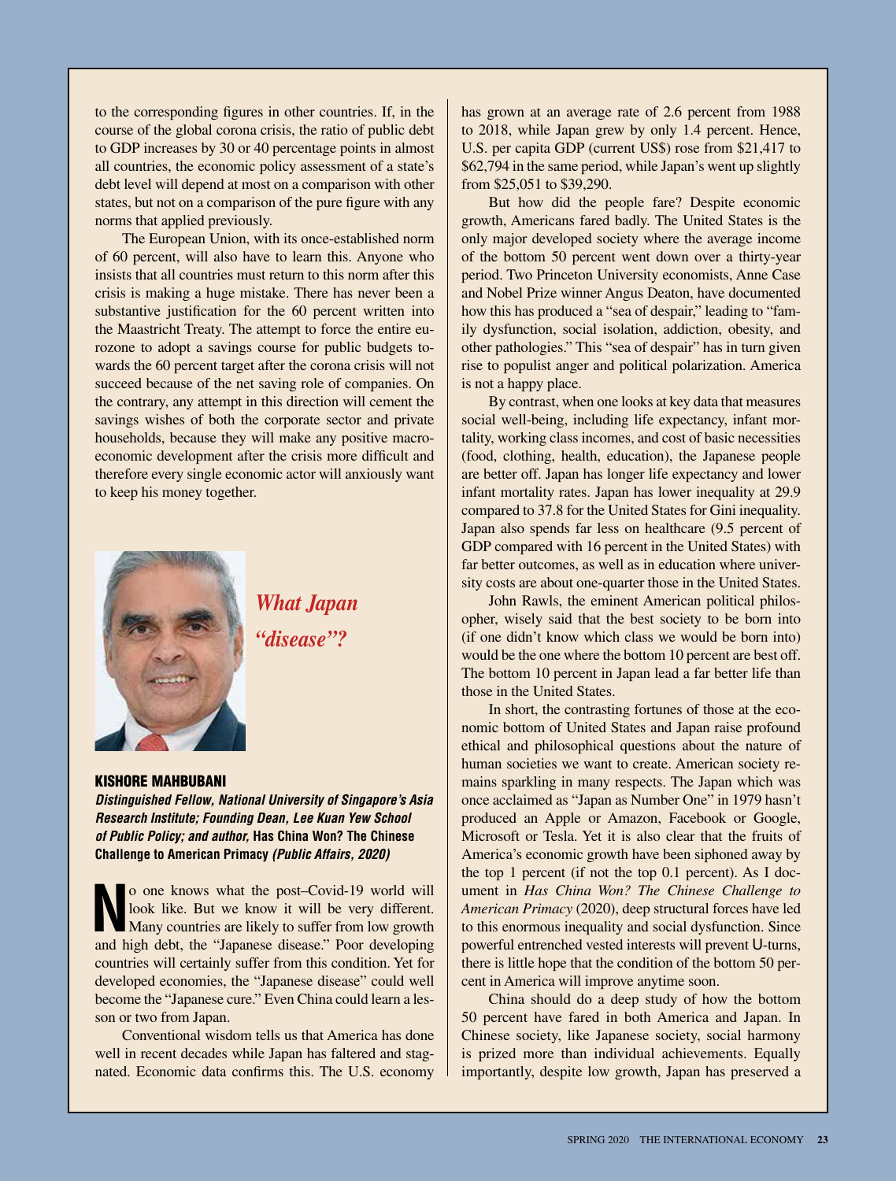to the corresponding figures in other countries. If, in the course of the global corona crisis, the ratio of public debt to GDP increases by 30 or 40 percentage points in almost all countries, the economic policy assessment of a state's debt level will depend at most on a comparison with other states, but not on a comparison of the pure figure with any norms that applied previously.

The European Union, with its once-established norm of 60 percent, will also have to learn this. Anyone who insists that all countries must return to this norm after this crisis is making a huge mistake. There has never been a substantive justification for the 60 percent written into the Maastricht Treaty. The attempt to force the entire eurozone to adopt a savings course for public budgets towards the 60 percent target after the corona crisis will not succeed because of the net saving role of companies. On the contrary, any attempt in this direction will cement the savings wishes of both the corporate sector and private households, because they will make any positive macroeconomic development after the crisis more difficult and therefore every single economic actor will anxiously want to keep his money together.

## *What Japan "disease"?*

**KISHORE MAHBUBANI**

***Distinguished Fellow, National University of Singapore's Asia Research Institute; Founding Dean, Lee Kuan Yew School of Public Policy; and author,* Has China Won? The Chinese Challenge to American Primacy *(Public Affairs, 2020)***

No one knows what the post–Covid-19 world will look like. But we know it will be very different. Many countries are likely to suffer from low growth and high debt, the "Japanese disease." Poor developing countries will certainly suffer from this condition. Yet for developed economies, the "Japanese disease" could well become the "Japanese cure." Even China could learn a lesson or two from Japan.

Conventional wisdom tells us that America has done well in recent decades while Japan has faltered and stagnated. Economic data confirms this. The U.S. economy has grown at an average rate of 2.6 percent from 1988 to 2018, while Japan grew by only 1.4 percent. Hence, U.S. per capita GDP (current US$) rose from $21,417 to $62,794 in the same period, while Japan's went up slightly from $25,051 to $39,290.

But how did the people fare? Despite economic growth, Americans fared badly. The United States is the only major developed society where the average income of the bottom 50 percent went down over a thirty-year period. Two Princeton University economists, Anne Case and Nobel Prize winner Angus Deaton, have documented how this has produced a "sea of despair," leading to "family dysfunction, social isolation, addiction, obesity, and other pathologies." This "sea of despair" has in turn given rise to populist anger and political polarization. America is not a happy place.

By contrast, when one looks at key data that measures social well-being, including life expectancy, infant mortality, working class incomes, and cost of basic necessities (food, clothing, health, education), the Japanese people are better off. Japan has longer life expectancy and lower infant mortality rates. Japan has lower inequality at 29.9 compared to 37.8 for the United States for Gini inequality. Japan also spends far less on healthcare (9.5 percent of GDP compared with 16 percent in the United States) with far better outcomes, as well as in education where university costs are about one-quarter those in the United States.

John Rawls, the eminent American political philosopher, wisely said that the best society to be born into (if one didn't know which class we would be born into) would be the one where the bottom 10 percent are best off. The bottom 10 percent in Japan lead a far better life than those in the United States.

In short, the contrasting fortunes of those at the economic bottom of United States and Japan raise profound ethical and philosophical questions about the nature of human societies we want to create. American society remains sparkling in many respects. The Japan which was once acclaimed as "Japan as Number One" in 1979 hasn't produced an Apple or Amazon, Facebook or Google, Microsoft or Tesla. Yet it is also clear that the fruits of America's economic growth have been siphoned away by the top 1 percent (if not the top 0.1 percent). As I document in *Has China Won? The Chinese Challenge to American Primacy* (2020), deep structural forces have led to this enormous inequality and social dysfunction. Since powerful entrenched vested interests will prevent U-turns, there is little hope that the condition of the bottom 50 percent in America will improve anytime soon.

China should do a deep study of how the bottom 50 percent have fared in both America and Japan. In Chinese society, like Japanese society, social harmony is prized more than individual achievements. Equally importantly, despite low growth, Japan has preserved a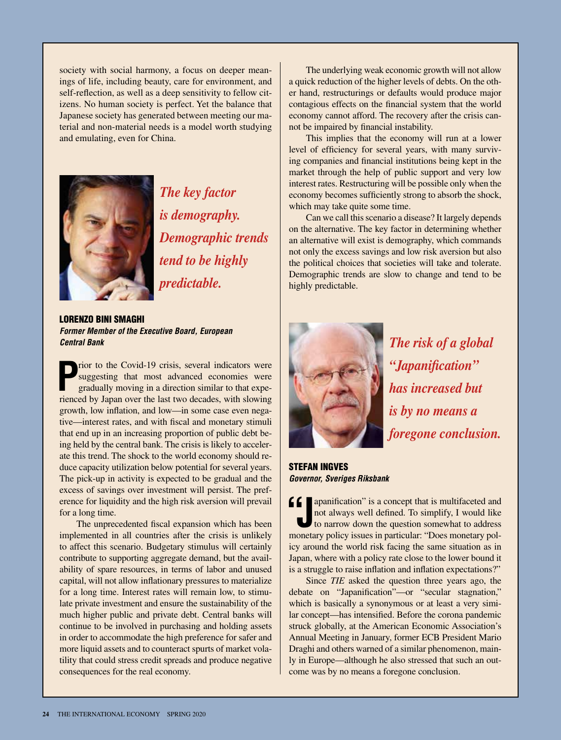society with social harmony, a focus on deeper meanings of life, including beauty, care for environment, and self-reflection, as well as a deep sensitivity to fellow citizens. No human society is perfect. Yet the balance that Japanese society has generated between meeting our material and non-material needs is a model worth studying and emulating, even for China.

*The key factor is demography. Demographic trends tend to be highly predictable.*

## LORENZO BINI SMAGHI

***Former Member of the Executive Board, European Central Bank***

Prior to the Covid-19 crisis, several indicators were suggesting that most advanced economies were gradually moving in a direction similar to that experienced by Japan over the last two decades, with slowing growth, low inflation, and low—in some case even negative—interest rates, and with fiscal and monetary stimuli that end up in an increasing proportion of public debt being held by the central bank. The crisis is likely to accelerate this trend. The shock to the world economy should reduce capacity utilization below potential for several years. The pick-up in activity is expected to be gradual and the excess of savings over investment will persist. The preference for liquidity and the high risk aversion will prevail for a long time.

The unprecedented fiscal expansion which has been implemented in all countries after the crisis is unlikely to affect this scenario. Budgetary stimulus will certainly contribute to supporting aggregate demand, but the availability of spare resources, in terms of labor and unused capital, will not allow inflationary pressures to materialize for a long time. Interest rates will remain low, to stimulate private investment and ensure the sustainability of the much higher public and private debt. Central banks will continue to be involved in purchasing and holding assets in order to accommodate the high preference for safer and more liquid assets and to counteract spurts of market volatility that could stress credit spreads and produce negative consequences for the real economy.

The underlying weak economic growth will not allow a quick reduction of the higher levels of debts. On the other hand, restructurings or defaults would produce major contagious effects on the financial system that the world economy cannot afford. The recovery after the crisis cannot be impaired by financial instability.

This implies that the economy will run at a lower level of efficiency for several years, with many surviving companies and financial institutions being kept in the market through the help of public support and very low interest rates. Restructuring will be possible only when the economy becomes sufficiently strong to absorb the shock, which may take quite some time.

Can we call this scenario a disease? It largely depends on the alternative. The key factor in determining whether an alternative will exist is demography, which commands not only the excess savings and low risk aversion but also the political choices that societies will take and tolerate. Demographic trends are slow to change and tend to be highly predictable.

*The risk of a global "Japanification" has increased but is by no means a foregone conclusion.*

## STEFAN INGVES

***Governor, Sveriges Riksbank***

"Japanification" is a concept that is multifaceted and not always well defined. To simplify, I would like to narrow down the question somewhat to address monetary policy issues in particular: "Does monetary policy around the world risk facing the same situation as in Japan, where with a policy rate close to the lower bound it is a struggle to raise inflation and inflation expectations?"

Since *TIE* asked the question three years ago, the debate on "Japanification"—or "secular stagnation," which is basically a synonymous or at least a very similar concept—has intensified. Before the corona pandemic struck globally, at the American Economic Association's Annual Meeting in January, former ECB President Mario Draghi and others warned of a similar phenomenon, mainly in Europe—although he also stressed that such an outcome was by no means a foregone conclusion.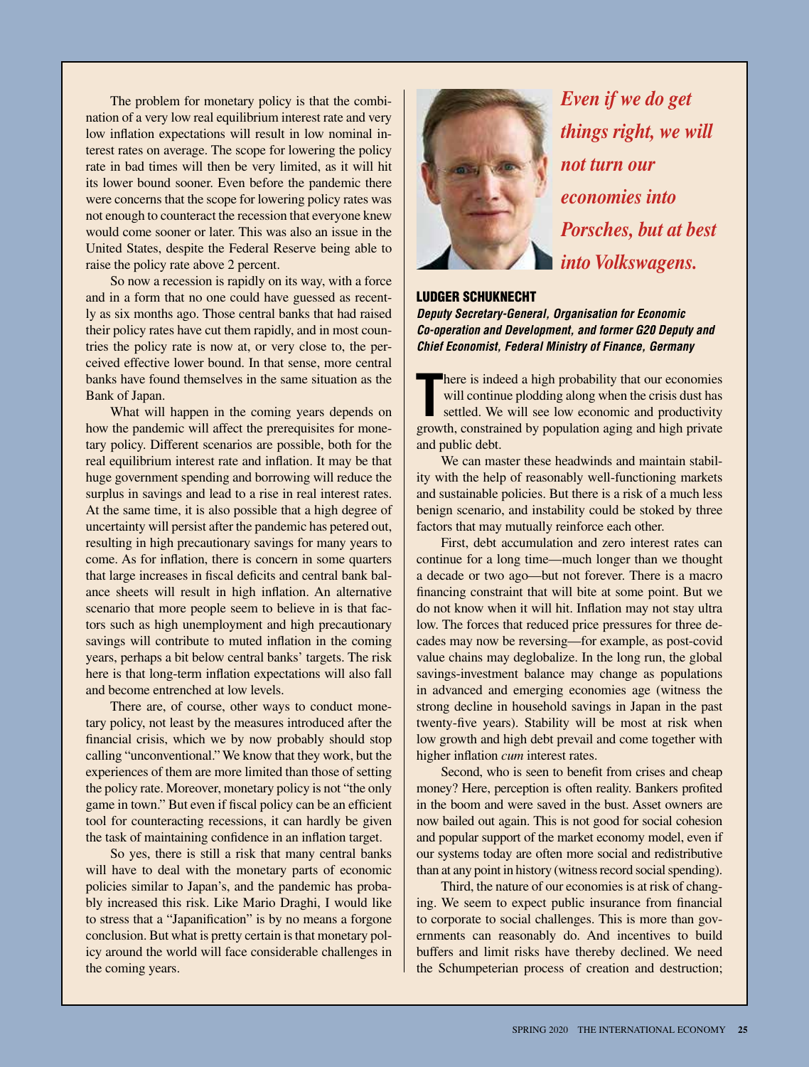The problem for monetary policy is that the combination of a very low real equilibrium interest rate and very low inflation expectations will result in low nominal interest rates on average. The scope for lowering the policy rate in bad times will then be very limited, as it will hit its lower bound sooner. Even before the pandemic there were concerns that the scope for lowering policy rates was not enough to counteract the recession that everyone knew would come sooner or later. This was also an issue in the United States, despite the Federal Reserve being able to raise the policy rate above 2 percent.

So now a recession is rapidly on its way, with a force and in a form that no one could have guessed as recently as six months ago. Those central banks that had raised their policy rates have cut them rapidly, and in most countries the policy rate is now at, or very close to, the perceived effective lower bound. In that sense, more central banks have found themselves in the same situation as the Bank of Japan.

What will happen in the coming years depends on how the pandemic will affect the prerequisites for monetary policy. Different scenarios are possible, both for the real equilibrium interest rate and inflation. It may be that huge government spending and borrowing will reduce the surplus in savings and lead to a rise in real interest rates. At the same time, it is also possible that a high degree of uncertainty will persist after the pandemic has petered out, resulting in high precautionary savings for many years to come. As for inflation, there is concern in some quarters that large increases in fiscal deficits and central bank balance sheets will result in high inflation. An alternative scenario that more people seem to believe in is that factors such as high unemployment and high precautionary savings will contribute to muted inflation in the coming years, perhaps a bit below central banks' targets. The risk here is that long-term inflation expectations will also fall and become entrenched at low levels.

There are, of course, other ways to conduct monetary policy, not least by the measures introduced after the financial crisis, which we by now probably should stop calling "unconventional." We know that they work, but the experiences of them are more limited than those of setting the policy rate. Moreover, monetary policy is not "the only game in town." But even if fiscal policy can be an efficient tool for counteracting recessions, it can hardly be given the task of maintaining confidence in an inflation target.

So yes, there is still a risk that many central banks will have to deal with the monetary parts of economic policies similar to Japan's, and the pandemic has probably increased this risk. Like Mario Draghi, I would like to stress that a "Japanification" is by no means a forgone conclusion. But what is pretty certain is that monetary policy around the world will face considerable challenges in the coming years.

***Even if we do get things right, we will not turn our economies into Porsches, but at best into Volkswagens.***

## LUDGER SCHUKNECHT

***Deputy Secretary-General, Organisation for Economic Co-operation and Development, and former G20 Deputy and Chief Economist, Federal Ministry of Finance, Germany***

There is indeed a high probability that our economies will continue plodding along when the crisis dust has settled. We will see low economic and productivity growth, constrained by population aging and high private and public debt.

We can master these headwinds and maintain stability with the help of reasonably well-functioning markets and sustainable policies. But there is a risk of a much less benign scenario, and instability could be stoked by three factors that may mutually reinforce each other.

First, debt accumulation and zero interest rates can continue for a long time—much longer than we thought a decade or two ago—but not forever. There is a macro financing constraint that will bite at some point. But we do not know when it will hit. Inflation may not stay ultra low. The forces that reduced price pressures for three decades may now be reversing—for example, as post-covid value chains may deglobalize. In the long run, the global savings-investment balance may change as populations in advanced and emerging economies age (witness the strong decline in household savings in Japan in the past twenty-five years). Stability will be most at risk when low growth and high debt prevail and come together with higher inflation *cum* interest rates.

Second, who is seen to benefit from crises and cheap money? Here, perception is often reality. Bankers profited in the boom and were saved in the bust. Asset owners are now bailed out again. This is not good for social cohesion and popular support of the market economy model, even if our systems today are often more social and redistributive than at any point in history (witness record social spending).

Third, the nature of our economies is at risk of changing. We seem to expect public insurance from financial to corporate to social challenges. This is more than governments can reasonably do. And incentives to build buffers and limit risks have thereby declined. We need the Schumpeterian process of creation and destruction;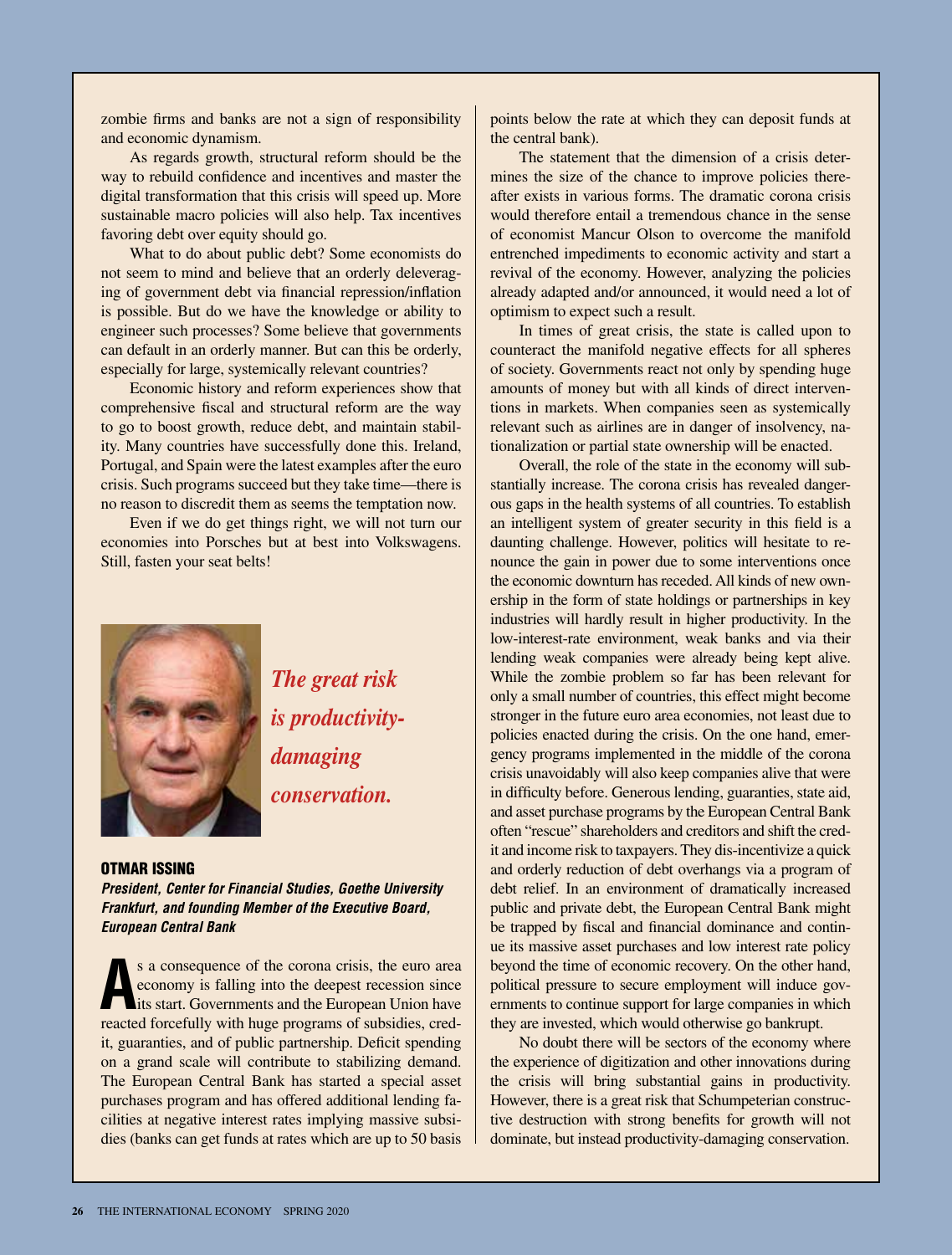zombie firms and banks are not a sign of responsibility and economic dynamism.

As regards growth, structural reform should be the way to rebuild confidence and incentives and master the digital transformation that this crisis will speed up. More sustainable macro policies will also help. Tax incentives favoring debt over equity should go.

What to do about public debt? Some economists do not seem to mind and believe that an orderly deleveraging of government debt via financial repression/inflation is possible. But do we have the knowledge or ability to engineer such processes? Some believe that governments can default in an orderly manner. But can this be orderly, especially for large, systemically relevant countries?

Economic history and reform experiences show that comprehensive fiscal and structural reform are the way to go to boost growth, reduce debt, and maintain stability. Many countries have successfully done this. Ireland, Portugal, and Spain were the latest examples after the euro crisis. Such programs succeed but they take time—there is no reason to discredit them as seems the temptation now.

Even if we do get things right, we will not turn our economies into Porsches but at best into Volkswagens. Still, fasten your seat belts!

***The great risk is productivity-damaging conservation.***

## OTMAR ISSING

***President, Center for Financial Studies, Goethe University Frankfurt, and founding Member of the Executive Board, European Central Bank***

As a consequence of the corona crisis, the euro area economy is falling into the deepest recession since its start. Governments and the European Union have reacted forcefully with huge programs of subsidies, credit, guarantees, and of public partnership. Deficit spending on a grand scale will contribute to stabilizing demand. The European Central Bank has started a special asset purchases program and has offered additional lending facilities at negative interest rates implying massive subsidies (banks can get funds at rates which are up to 50 basis points below the rate at which they can deposit funds at the central bank).

The statement that the dimension of a crisis determines the size of the chance to improve policies thereafter exists in various forms. The dramatic corona crisis would therefore entail a tremendous chance in the sense of economist Mancur Olson to overcome the manifold entrenched impediments to economic activity and start a revival of the economy. However, analyzing the policies already adapted and/or announced, it would need a lot of optimism to expect such a result.

In times of great crisis, the state is called upon to counteract the manifold negative effects for all spheres of society. Governments react not only by spending huge amounts of money but with all kinds of direct interventions in markets. When companies seen as systemically relevant such as airlines are in danger of insolvency, nationalization or partial state ownership will be enacted.

Overall, the role of the state in the economy will substantially increase. The corona crisis has revealed dangerous gaps in the health systems of all countries. To establish an intelligent system of greater security in this field is a daunting challenge. However, politics will hesitate to renounce the gain in power due to some interventions once the economic downturn has receded. All kinds of new ownership in the form of state holdings or partnerships in key industries will hardly result in higher productivity. In the low-interest-rate environment, weak banks and via their lending weak companies were already being kept alive. While the zombie problem so far has been relevant for only a small number of countries, this effect might become stronger in the future euro area economies, not least due to policies enacted during the crisis. On the one hand, emergency programs implemented in the middle of the corona crisis unavoidably will also keep companies alive that were in difficulty before. Generous lending, guarantees, state aid, and asset purchase programs by the European Central Bank often "rescue" shareholders and creditors and shift the credit and income risk to taxpayers. They dis-incentivize a quick and orderly reduction of debt overhangs via a program of debt relief. In an environment of dramatically increased public and private debt, the European Central Bank might be trapped by fiscal and financial dominance and continue its massive asset purchases and low interest rate policy beyond the time of economic recovery. On the other hand, political pressure to secure employment will induce governments to continue support for large companies in which they are invested, which would otherwise go bankrupt.

No doubt there will be sectors of the economy where the experience of digitization and other innovations during the crisis will bring substantial gains in productivity. However, there is a great risk that Schumpeterian constructive destruction with strong benefits for growth will not dominate, but instead productivity-damaging conservation.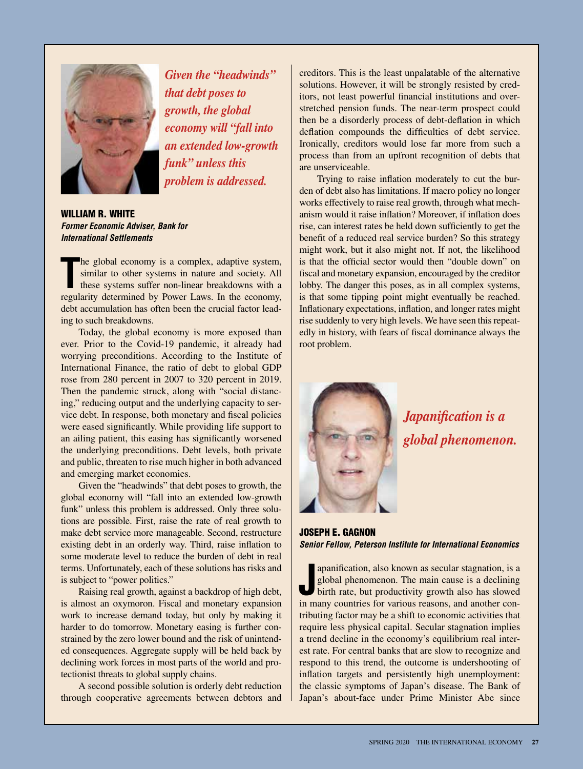*Given the "headwinds" that debt poses to growth, the global economy will "fall into an extended low-growth funk" unless this problem is addressed.*

## WILLIAM R. WHITE

***Former Economic Adviser, Bank for International Settlements***

The global economy is a complex, adaptive system, similar to other systems in nature and society. All these systems suffer non-linear breakdowns with a regularity determined by Power Laws. In the economy, debt accumulation has often been the crucial factor leading to such breakdowns.

Today, the global economy is more exposed than ever. Prior to the Covid-19 pandemic, it already had worrying preconditions. According to the Institute of International Finance, the ratio of debt to global GDP rose from 280 percent in 2007 to 320 percent in 2019. Then the pandemic struck, along with "social distancing," reducing output and the underlying capacity to service debt. In response, both monetary and fiscal policies were eased significantly. While providing life support to an ailing patient, this easing has significantly worsened the underlying preconditions. Debt levels, both private and public, threaten to rise much higher in both advanced and emerging market economies.

Given the "headwinds" that debt poses to growth, the global economy will "fall into an extended low-growth funk" unless this problem is addressed. Only three solutions are possible. First, raise the rate of real growth to make debt service more manageable. Second, restructure existing debt in an orderly way. Third, raise inflation to some moderate level to reduce the burden of debt in real terms. Unfortunately, each of these solutions has risks and is subject to "power politics."

Raising real growth, against a backdrop of high debt, is almost an oxymoron. Fiscal and monetary expansion work to increase demand today, but only by making it harder to do tomorrow. Monetary easing is further constrained by the zero lower bound and the risk of unintended consequences. Aggregate supply will be held back by declining work forces in most parts of the world and protectionist threats to global supply chains.

A second possible solution is orderly debt reduction through cooperative agreements between debtors and creditors. This is the least unpalatable of the alternative solutions. However, it will be strongly resisted by creditors, not least powerful financial institutions and overstretched pension funds. The near-term prospect could then be a disorderly process of debt-deflation in which deflation compounds the difficulties of debt service. Ironically, creditors would lose far more from such a process than from an upfront recognition of debts that are unserviceable.

Trying to raise inflation moderately to cut the burden of debt also has limitations. If macro policy no longer works effectively to raise real growth, through what mechanism would it raise inflation? Moreover, if inflation does rise, can interest rates be held down sufficiently to get the benefit of a reduced real service burden? So this strategy might work, but it also might not. If not, the likelihood is that the official sector would then "double down" on fiscal and monetary expansion, encouraged by the creditor lobby. The danger this poses, as in all complex systems, is that some tipping point might eventually be reached. Inflationary expectations, inflation, and longer rates might rise suddenly to very high levels. We have seen this repeatedly in history, with fears of fiscal dominance always the root problem.

*Japanification is a global phenomenon.*

## JOSEPH E. GAGNON

***Senior Fellow, Peterson Institute for International Economics***

Japanification, also known as secular stagnation, is a global phenomenon. The main cause is a declining birth rate, but productivity growth also has slowed in many countries for various reasons, and another contributing factor may be a shift to economic activities that require less physical capital. Secular stagnation implies a trend decline in the economy's equilibrium real interest rate. For central banks that are slow to recognize and respond to this trend, the outcome is undershooting of inflation targets and persistently high unemployment: the classic symptoms of Japan's disease. The Bank of Japan's about-face under Prime Minister Abe since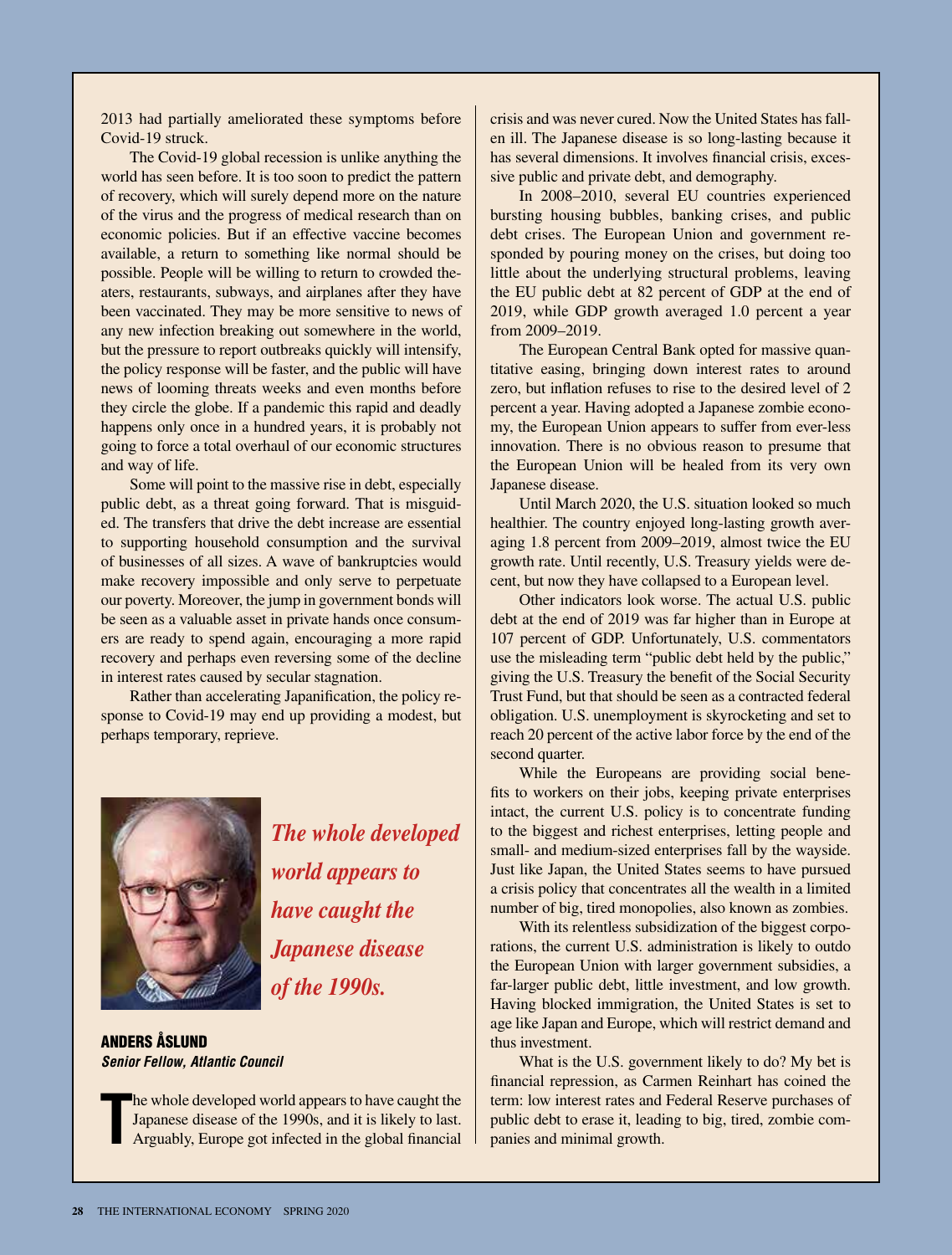2013 had partially ameliorated these symptoms before Covid-19 struck.

The Covid-19 global recession is unlike anything the world has seen before. It is too soon to predict the pattern of recovery, which will surely depend more on the nature of the virus and the progress of medical research than on economic policies. But if an effective vaccine becomes available, a return to something like normal should be possible. People will be willing to return to crowded theaters, restaurants, subways, and airplanes after they have been vaccinated. They may be more sensitive to news of any new infection breaking out somewhere in the world, but the pressure to report outbreaks quickly will intensify, the policy response will be faster, and the public will have news of looming threats weeks and even months before they circle the globe. If a pandemic this rapid and deadly happens only once in a hundred years, it is probably not going to force a total overhaul of our economic structures and way of life.

Some will point to the massive rise in debt, especially public debt, as a threat going forward. That is misguided. The transfers that drive the debt increase are essential to supporting household consumption and the survival of businesses of all sizes. A wave of bankruptcies would make recovery impossible and only serve to perpetuate our poverty. Moreover, the jump in government bonds will be seen as a valuable asset in private hands once consumers are ready to spend again, encouraging a more rapid recovery and perhaps even reversing some of the decline in interest rates caused by secular stagnation.

Rather than accelerating Japanification, the policy response to Covid-19 may end up providing a modest, but perhaps temporary, reprieve.

***The whole developed world appears to have caught the Japanese disease of the 1990s.***

**ANDERS ÅSLUND**
***Senior Fellow, Atlantic Council***

The whole developed world appears to have caught the Japanese disease of the 1990s, and it is likely to last. Arguably, Europe got infected in the global financial crisis and was never cured. Now the United States has fallen ill. The Japanese disease is so long-lasting because it has several dimensions. It involves financial crisis, excessive public and private debt, and demography.

In 2008–2010, several EU countries experienced bursting housing bubbles, banking crises, and public debt crises. The European Union and government responded by pouring money on the crises, but doing too little about the underlying structural problems, leaving the EU public debt at 82 percent of GDP at the end of 2019, while GDP growth averaged 1.0 percent a year from 2009–2019.

The European Central Bank opted for massive quantitative easing, bringing down interest rates to around zero, but inflation refuses to rise to the desired level of 2 percent a year. Having adopted a Japanese zombie economy, the European Union appears to suffer from ever-less innovation. There is no obvious reason to presume that the European Union will be healed from its very own Japanese disease.

Until March 2020, the U.S. situation looked so much healthier. The country enjoyed long-lasting growth averaging 1.8 percent from 2009–2019, almost twice the EU growth rate. Until recently, U.S. Treasury yields were decent, but now they have collapsed to a European level.

Other indicators look worse. The actual U.S. public debt at the end of 2019 was far higher than in Europe at 107 percent of GDP. Unfortunately, U.S. commentators use the misleading term "public debt held by the public," giving the U.S. Treasury the benefit of the Social Security Trust Fund, but that should be seen as a contracted federal obligation. U.S. unemployment is skyrocketing and set to reach 20 percent of the active labor force by the end of the second quarter.

While the Europeans are providing social benefits to workers on their jobs, keeping private enterprises intact, the current U.S. policy is to concentrate funding to the biggest and richest enterprises, letting people and small- and medium-sized enterprises fall by the wayside. Just like Japan, the United States seems to have pursued a crisis policy that concentrates all the wealth in a limited number of big, tired monopolies, also known as zombies.

With its relentless subsidization of the biggest corporations, the current U.S. administration is likely to outdo the European Union with larger government subsidies, a far-larger public debt, little investment, and low growth. Having blocked immigration, the United States is set to age like Japan and Europe, which will restrict demand and thus investment.

What is the U.S. government likely to do? My bet is financial repression, as Carmen Reinhart has coined the term: low interest rates and Federal Reserve purchases of public debt to erase it, leading to big, tired, zombie companies and minimal growth.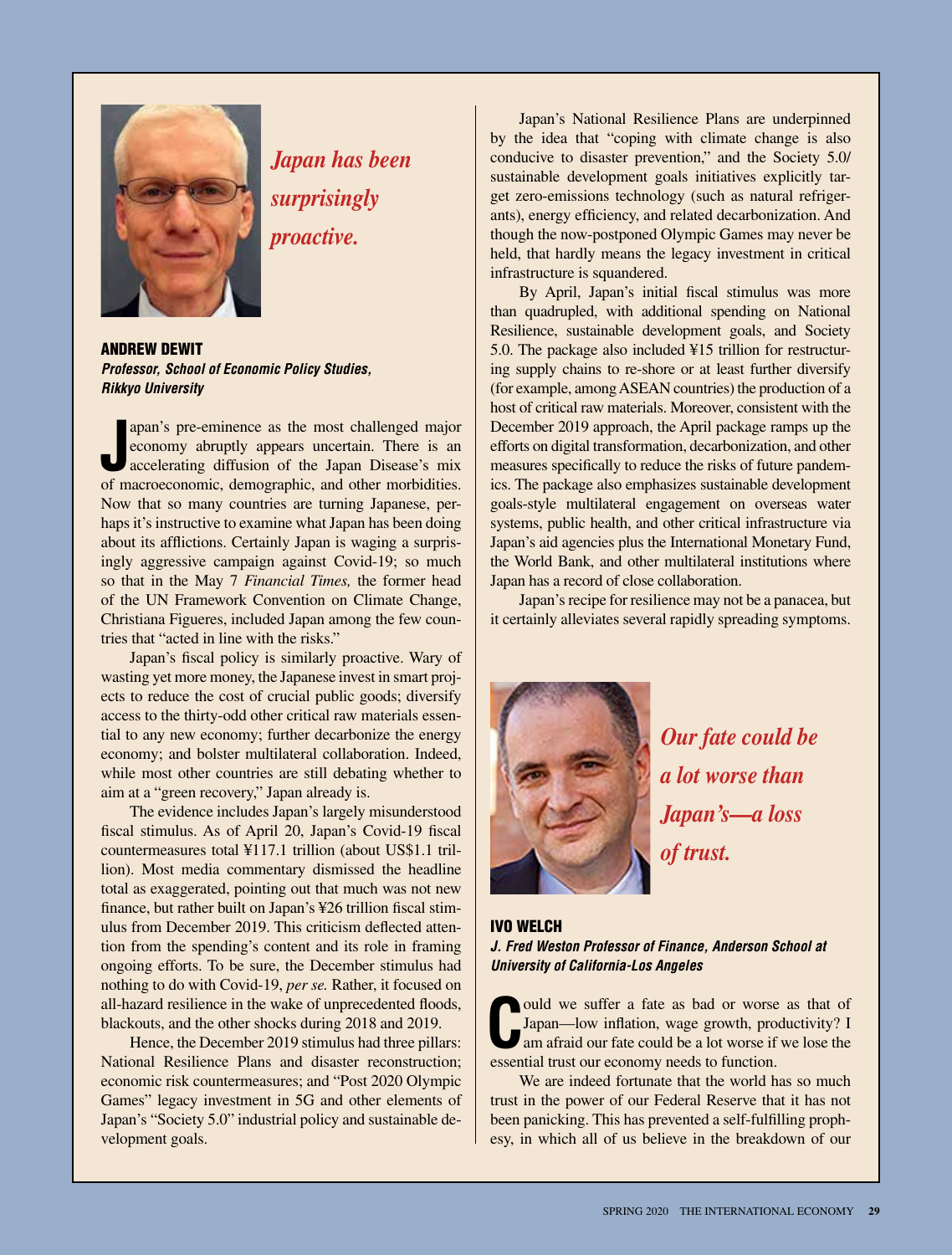*Japan has been surprisingly proactive.*

**ANDREW DEWIT**
***Professor, School of Economic Policy Studies, Rikkyo University***

Japan's pre-eminence as the most challenged major economy abruptly appears uncertain. There is an accelerating diffusion of the Japan Disease's mix of macroeconomic, demographic, and other morbidities. Now that so many countries are turning Japanese, perhaps it's instructive to examine what Japan has been doing about its afflictions. Certainly Japan is waging a surprisingly aggressive campaign against Covid-19; so much so that in the May 7 *Financial Times,* the former head of the UN Framework Convention on Climate Change, Christiana Figueres, included Japan among the few countries that "acted in line with the risks."

Japan's fiscal policy is similarly proactive. Wary of wasting yet more money, the Japanese invest in smart projects to reduce the cost of crucial public goods; diversify access to the thirty-odd other critical raw materials essential to any new economy; further decarbonize the energy economy; and bolster multilateral collaboration. Indeed, while most other countries are still debating whether to aim at a "green recovery," Japan already is.

The evidence includes Japan's largely misunderstood fiscal stimulus. As of April 20, Japan's Covid-19 fiscal countermeasures total ¥117.1 trillion (about US$1.1 trillion). Most media commentary dismissed the headline total as exaggerated, pointing out that much was not new finance, but rather built on Japan's ¥26 trillion fiscal stimulus from December 2019. This criticism deflected attention from the spending's content and its role in framing ongoing efforts. To be sure, the December stimulus had nothing to do with Covid-19, *per se.* Rather, it focused on all-hazard resilience in the wake of unprecedented floods, blackouts, and the other shocks during 2018 and 2019.

Hence, the December 2019 stimulus had three pillars: National Resilience Plans and disaster reconstruction; economic risk countermeasures; and "Post 2020 Olympic Games" legacy investment in 5G and other elements of Japan's "Society 5.0" industrial policy and sustainable development goals.

Japan's National Resilience Plans are underpinned by the idea that "coping with climate change is also conducive to disaster prevention," and the Society 5.0/ sustainable development goals initiatives explicitly target zero-emissions technology (such as natural refrigerants), energy efficiency, and related decarbonization. And though the now-postponed Olympic Games may never be held, that hardly means the legacy investment in critical infrastructure is squandered.

By April, Japan's initial fiscal stimulus was more than quadrupled, with additional spending on National Resilience, sustainable development goals, and Society 5.0. The package also included ¥15 trillion for restructuring supply chains to re-shore or at least further diversify (for example, among ASEAN countries) the production of a host of critical raw materials. Moreover, consistent with the December 2019 approach, the April package ramps up the efforts on digital transformation, decarbonization, and other measures specifically to reduce the risks of future pandemics. The package also emphasizes sustainable development goals-style multilateral engagement on overseas water systems, public health, and other critical infrastructure via Japan's aid agencies plus the International Monetary Fund, the World Bank, and other multilateral institutions where Japan has a record of close collaboration.

Japan's recipe for resilience may not be a panacea, but it certainly alleviates several rapidly spreading symptoms.

*Our fate could be a lot worse than Japan's—a loss of trust.*

**IVO WELCH**
***J. Fred Weston Professor of Finance, Anderson School at University of California-Los Angeles***

Could we suffer a fate as bad or worse as that of Japan—low inflation, wage growth, productivity? I am afraid our fate could be a lot worse if we lose the essential trust our economy needs to function.

We are indeed fortunate that the world has so much trust in the power of our Federal Reserve that it has not been panicking. This has prevented a self-fulfilling prophesy, in which all of us believe in the breakdown of our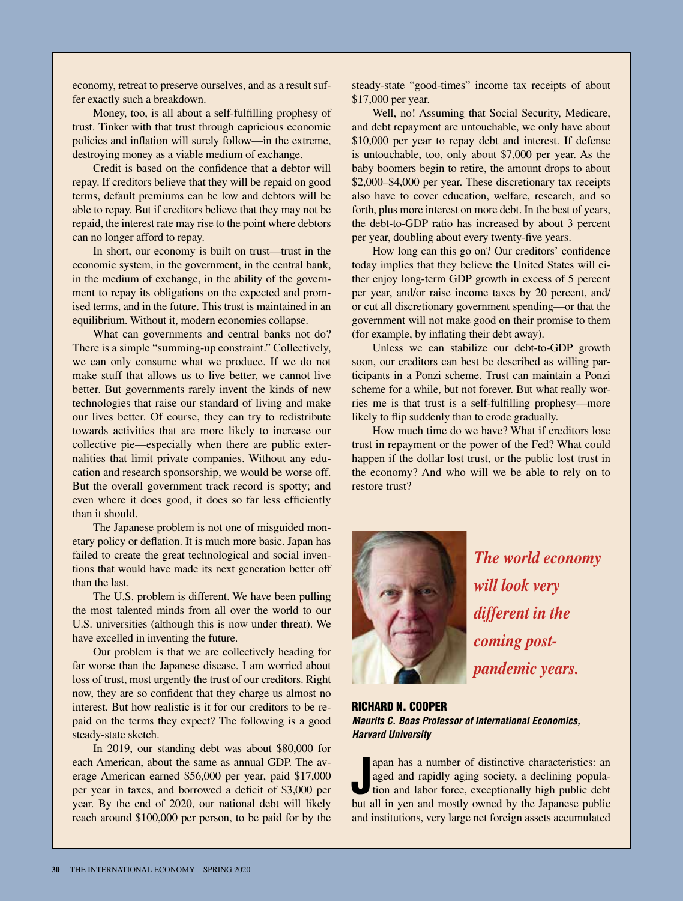economy, retreat to preserve ourselves, and as a result suffer exactly such a breakdown.

Money, too, is all about a self-fulfilling prophesy of trust. Tinker with that trust through capricious economic policies and inflation will surely follow—in the extreme, destroying money as a viable medium of exchange.

Credit is based on the confidence that a debtor will repay. If creditors believe that they will be repaid on good terms, default premiums can be low and debtors will be able to repay. But if creditors believe that they may not be repaid, the interest rate may rise to the point where debtors can no longer afford to repay.

In short, our economy is built on trust—trust in the economic system, in the government, in the central bank, in the medium of exchange, in the ability of the government to repay its obligations on the expected and promised terms, and in the future. This trust is maintained in an equilibrium. Without it, modern economies collapse.

What can governments and central banks not do? There is a simple "summing-up constraint." Collectively, we can only consume what we produce. If we do not make stuff that allows us to live better, we cannot live better. But governments rarely invent the kinds of new technologies that raise our standard of living and make our lives better. Of course, they can try to redistribute towards activities that are more likely to increase our collective pie—especially when there are public externalities that limit private companies. Without any education and research sponsorship, we would be worse off. But the overall government track record is spotty; and even where it does good, it does so far less efficiently than it should.

The Japanese problem is not one of misguided monetary policy or deflation. It is much more basic. Japan has failed to create the great technological and social inventions that would have made its next generation better off than the last.

The U.S. problem is different. We have been pulling the most talented minds from all over the world to our U.S. universities (although this is now under threat). We have excelled in inventing the future.

Our problem is that we are collectively heading for far worse than the Japanese disease. I am worried about loss of trust, most urgently the trust of our creditors. Right now, they are so confident that they charge us almost no interest. But how realistic is it for our creditors to be repaid on the terms they expect? The following is a good steady-state sketch.

In 2019, our standing debt was about $80,000 for each American, about the same as annual GDP. The average American earned $56,000 per year, paid $17,000 per year in taxes, and borrowed a deficit of $3,000 per year. By the end of 2020, our national debt will likely reach around $100,000 per person, to be paid for by the steady-state "good-times" income tax receipts of about $17,000 per year.

Well, no! Assuming that Social Security, Medicare, and debt repayment are untouchable, we only have about $10,000 per year to repay debt and interest. If defense is untouchable, too, only about $7,000 per year. As the baby boomers begin to retire, the amount drops to about $2,000–$4,000 per year. These discretionary tax receipts also have to cover education, welfare, research, and so forth, plus more interest on more debt. In the best of years, the debt-to-GDP ratio has increased by about 3 percent per year, doubling about every twenty-five years.

How long can this go on? Our creditors' confidence today implies that they believe the United States will either enjoy long-term GDP growth in excess of 5 percent per year, and/or raise income taxes by 20 percent, and/or cut all discretionary government spending—or that the government will not make good on their promise to them (for example, by inflating their debt away).

Unless we can stabilize our debt-to-GDP growth soon, our creditors can best be described as willing participants in a Ponzi scheme. Trust can maintain a Ponzi scheme for a while, but not forever. But what really worries me is that trust is a self-fulfilling prophesy—more likely to flip suddenly than to erode gradually.

How much time do we have? What if creditors lose trust in repayment or the power of the Fed? What could happen if the dollar lost trust, or the public lost trust in the economy? And who will we be able to rely on to restore trust?

***The world economy will look very different in the coming post-pandemic years.***

## RICHARD N. COOPER

***Maurits C. Boas Professor of International Economics, Harvard University***

Japan has a number of distinctive characteristics: an aged and rapidly aging society, a declining population and labor force, exceptionally high public debt but all in yen and mostly owned by the Japanese public and institutions, very large net foreign assets accumulated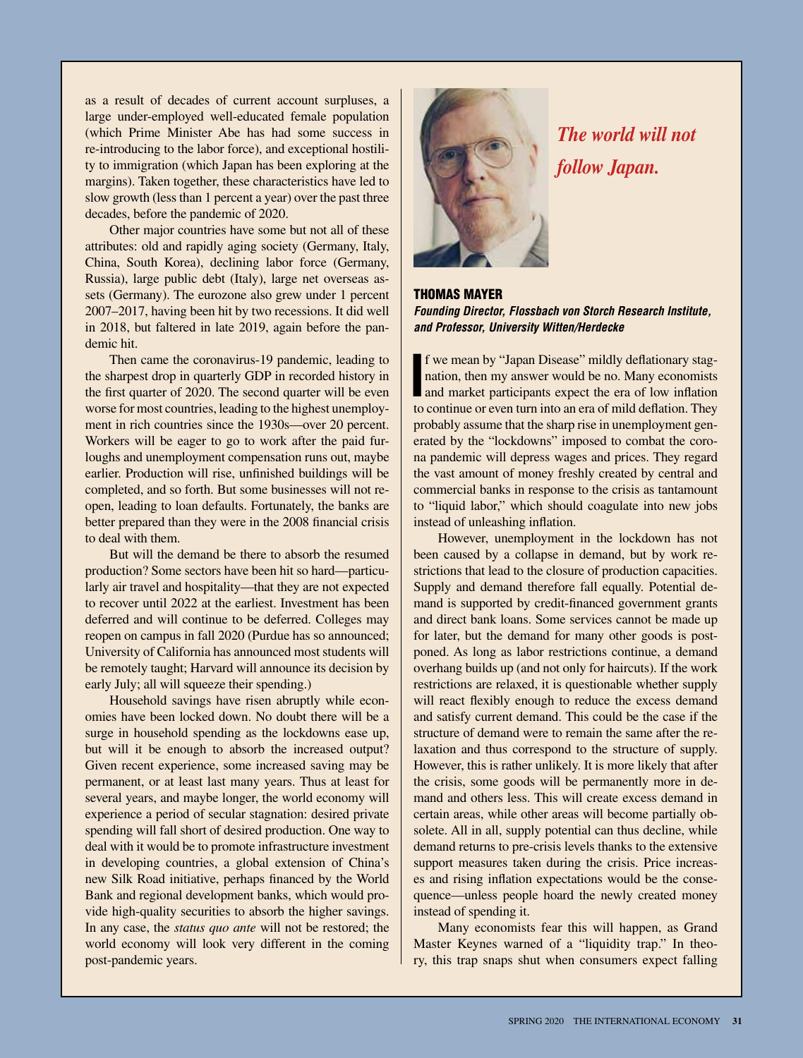as a result of decades of current account surpluses, a large under-employed well-educated female population (which Prime Minister Abe has had some success in re-introducing to the labor force), and exceptional hostility to immigration (which Japan has been exploring at the margins). Taken together, these characteristics have led to slow growth (less than 1 percent a year) over the past three decades, before the pandemic of 2020.

Other major countries have some but not all of these attributes: old and rapidly aging society (Germany, Italy, China, South Korea), declining labor force (Germany, Russia), large public debt (Italy), large net overseas assets (Germany). The eurozone also grew under 1 percent 2007–2017, having been hit by two recessions. It did well in 2018, but faltered in late 2019, again before the pandemic hit.

Then came the coronavirus-19 pandemic, leading to the sharpest drop in quarterly GDP in recorded history in the first quarter of 2020. The second quarter will be even worse for most countries, leading to the highest unemployment in rich countries since the 1930s—over 20 percent. Workers will be eager to go to work after the paid furloughs and unemployment compensation runs out, maybe earlier. Production will rise, unfinished buildings will be completed, and so forth. But some businesses will not reopen, leading to loan defaults. Fortunately, the banks are better prepared than they were in the 2008 financial crisis to deal with them.

But will the demand be there to absorb the resumed production? Some sectors have been hit so hard—particularly air travel and hospitality—that they are not expected to recover until 2022 at the earliest. Investment has been deferred and will continue to be deferred. Colleges may reopen on campus in fall 2020 (Purdue has so announced; University of California has announced most students will be remotely taught; Harvard will announce its decision by early July; all will squeeze their spending.)

Household savings have risen abruptly while economies have been locked down. No doubt there will be a surge in household spending as the lockdowns ease up, but will it be enough to absorb the increased output? Given recent experience, some increased saving may be permanent, or at least last many years. Thus at least for several years, and maybe longer, the world economy will experience a period of secular stagnation: desired private spending will fall short of desired production. One way to deal with it would be to promote infrastructure investment in developing countries, a global extension of China's new Silk Road initiative, perhaps financed by the World Bank and regional development banks, which would provide high-quality securities to absorb the higher savings. In any case, the *status quo ante* will not be restored; the world economy will look very different in the coming post-pandemic years.

*The world will not follow Japan.*

**THOMAS MAYER**
***Founding Director, Flossbach von Storch Research Institute, and Professor, University Witten/Herdecke***

If we mean by "Japan Disease" mildly deflationary stagnation, then my answer would be no. Many economists and market participants expect the era of low inflation to continue or even turn into an era of mild deflation. They probably assume that the sharp rise in unemployment generated by the "lockdowns" imposed to combat the corona pandemic will depress wages and prices. They regard the vast amount of money freshly created by central and commercial banks in response to the crisis as tantamount to "liquid labor," which should coagulate into new jobs instead of unleashing inflation.

However, unemployment in the lockdown has not been caused by a collapse in demand, but by work restrictions that lead to the closure of production capacities. Supply and demand therefore fall equally. Potential demand is supported by credit-financed government grants and direct bank loans. Some services cannot be made up for later, but the demand for many other goods is postponed. As long as labor restrictions continue, a demand overhang builds up (and not only for haircuts). If the work restrictions are relaxed, it is questionable whether supply will react flexibly enough to reduce the excess demand and satisfy current demand. This could be the case if the structure of demand were to remain the same after the relaxation and thus correspond to the structure of supply. However, this is rather unlikely. It is more likely that after the crisis, some goods will be permanently more in demand and others less. This will create excess demand in certain areas, while other areas will become partially obsolete. All in all, supply potential can thus decline, while demand returns to pre-crisis levels thanks to the extensive support measures taken during the crisis. Price increases and rising inflation expectations would be the consequence—unless people hoard the newly created money instead of spending it.

Many economists fear this will happen, as Grand Master Keynes warned of a "liquidity trap." In theory, this trap snaps shut when consumers expect falling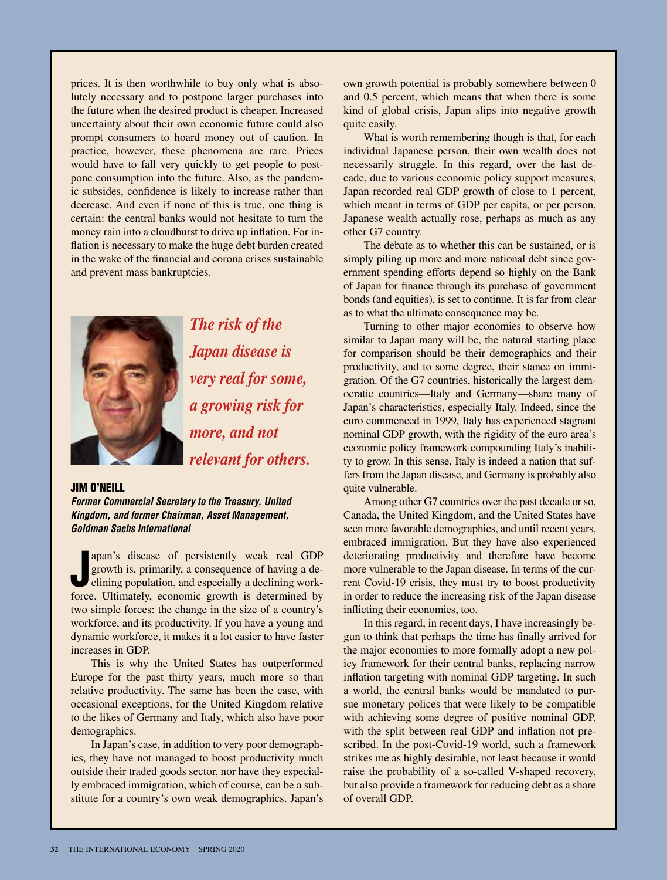prices. It is then worthwhile to buy only what is absolutely necessary and to postpone larger purchases into the future when the desired product is cheaper. Increased uncertainty about their own economic future could also prompt consumers to hoard money out of caution. In practice, however, these phenomena are rare. Prices would have to fall very quickly to get people to postpone consumption into the future. Also, as the pandemic subsides, confidence is likely to increase rather than decrease. And even if none of this is true, one thing is certain: the central banks would not hesitate to turn the money rain into a cloudburst to drive up inflation. For inflation is necessary to make the huge debt burden created in the wake of the financial and corona crises sustainable and prevent mass bankruptcies.

***The risk of the Japan disease is very real for some, a growing risk for more, and not relevant for others.***

## JIM O'NEILL

***Former Commercial Secretary to the Treasury, United Kingdom, and former Chairman, Asset Management, Goldman Sachs International***

Japan's disease of persistently weak real GDP growth is, primarily, a consequence of having a declining population, and especially a declining workforce. Ultimately, economic growth is determined by two simple forces: the change in the size of a country's workforce, and its productivity. If you have a young and dynamic workforce, it makes it a lot easier to have faster increases in GDP.

This is why the United States has outperformed Europe for the past thirty years, much more so than relative productivity. The same has been the case, with occasional exceptions, for the United Kingdom relative to the likes of Germany and Italy, which also have poor demographics.

In Japan's case, in addition to very poor demographics, they have not managed to boost productivity much outside their traded goods sector, nor have they especially embraced immigration, which of course, can be a substitute for a country's own weak demographics. Japan's own growth potential is probably somewhere between 0 and 0.5 percent, which means that when there is some kind of global crisis, Japan slips into negative growth quite easily.

What is worth remembering though is that, for each individual Japanese person, their own wealth does not necessarily struggle. In this regard, over the last decade, due to various economic policy support measures, Japan recorded real GDP growth of close to 1 percent, which meant in terms of GDP per capita, or per person, Japanese wealth actually rose, perhaps as much as any other G7 country.

The debate as to whether this can be sustained, or is simply piling up more and more national debt since government spending efforts depend so highly on the Bank of Japan for finance through its purchase of government bonds (and equities), is set to continue. It is far from clear as to what the ultimate consequence may be.

Turning to other major economies to observe how similar to Japan many will be, the natural starting place for comparison should be their demographics and their productivity, and to some degree, their stance on immigration. Of the G7 countries, historically the largest democratic countries—Italy and Germany—share many of Japan's characteristics, especially Italy. Indeed, since the euro commenced in 1999, Italy has experienced stagnant nominal GDP growth, with the rigidity of the euro area's economic policy framework compounding Italy's inability to grow. In this sense, Italy is indeed a nation that suffers from the Japan disease, and Germany is probably also quite vulnerable.

Among other G7 countries over the past decade or so, Canada, the United Kingdom, and the United States have seen more favorable demographics, and until recent years, embraced immigration. But they have also experienced deteriorating productivity and therefore have become more vulnerable to the Japan disease. In terms of the current Covid-19 crisis, they must try to boost productivity in order to reduce the increasing risk of the Japan disease inflicting their economies, too.

In this regard, in recent days, I have increasingly begun to think that perhaps the time has finally arrived for the major economies to more formally adopt a new policy framework for their central banks, replacing narrow inflation targeting with nominal GDP targeting. In such a world, the central banks would be mandated to pursue monetary polices that were likely to be compatible with achieving some degree of positive nominal GDP, with the split between real GDP and inflation not prescribed. In the post-Covid-19 world, such a framework strikes me as highly desirable, not least because it would raise the probability of a so-called V-shaped recovery, but also provide a framework for reducing debt as a share of overall GDP.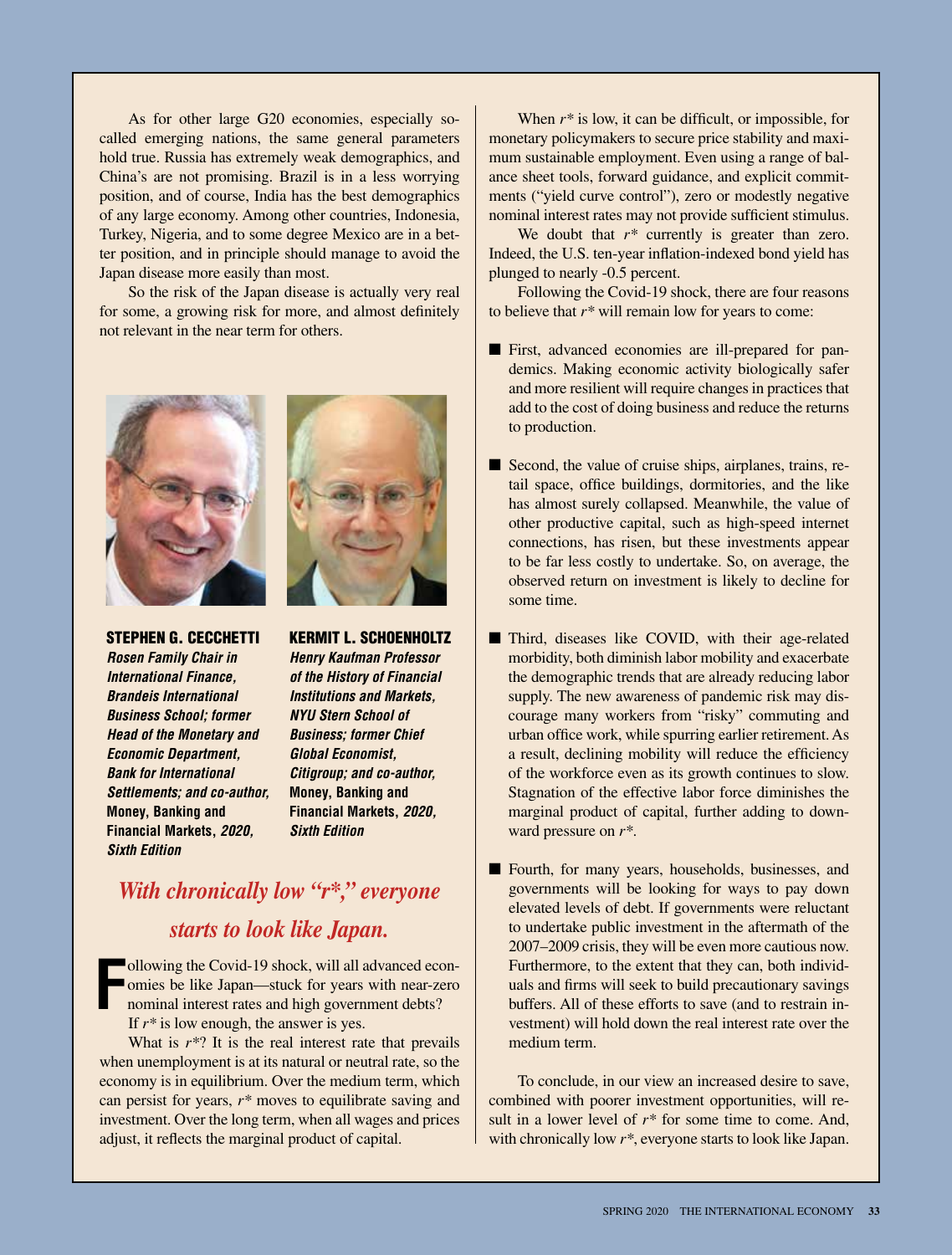As for other large G20 economies, especially so-called emerging nations, the same general parameters hold true. Russia has extremely weak demographics, and China's are not promising. Brazil is in a less worrying position, and of course, India has the best demographics of any large economy. Among other countries, Indonesia, Turkey, Nigeria, and to some degree Mexico are in a better position, and in principle should manage to avoid the Japan disease more easily than most.

So the risk of the Japan disease is actually very real for some, a growing risk for more, and almost definitely not relevant in the near term for others.

**STEPHEN G. CECCHETTI**
***Rosen Family Chair in International Finance, Brandeis International Business School; former Head of the Monetary and Economic Department, Bank for International Settlements; and co-author,* Money, Banking and Financial Markets, *2020, Sixth Edition***

**KERMIT L. SCHOENHOLTZ**
***Henry Kaufman Professor of the History of Financial Institutions and Markets, NYU Stern School of Business; former Chief Global Economist, Citigroup; and co-author,* Money, Banking and Financial Markets, *2020, Sixth Edition***

## *With chronically low "r\*," everyone starts to look like Japan.*

Following the Covid-19 shock, will all advanced economies be like Japan—stuck for years with near-zero nominal interest rates and high government debts? If $r^*$ is low enough, the answer is yes.

What is $r^*$? It is the real interest rate that prevails when unemployment is at its natural or neutral rate, so the economy is in equilibrium. Over the medium term, which can persist for years, $r^*$ moves to equilibrate saving and investment. Over the long term, when all wages and prices adjust, it reflects the marginal product of capital.

When $r^*$ is low, it can be difficult, or impossible, for monetary policymakers to secure price stability and maximum sustainable employment. Even using a range of balance sheet tools, forward guidance, and explicit commitments ("yield curve control"), zero or modestly negative nominal interest rates may not provide sufficient stimulus.

We doubt that $r^*$ currently is greater than zero. Indeed, the U.S. ten-year inflation-indexed bond yield has plunged to nearly -0.5 percent.

Following the Covid-19 shock, there are four reasons to believe that $r^*$ will remain low for years to come:

- First, advanced economies are ill-prepared for pandemics. Making economic activity biologically safer and more resilient will require changes in practices that add to the cost of doing business and reduce the returns to production.

- Second, the value of cruise ships, airplanes, trains, retail space, office buildings, dormitories, and the like has almost surely collapsed. Meanwhile, the value of other productive capital, such as high-speed internet connections, has risen, but these investments appear to be far less costly to undertake. So, on average, the observed return on investment is likely to decline for some time.

- Third, diseases like COVID, with their age-related morbidity, both diminish labor mobility and exacerbate the demographic trends that are already reducing labor supply. The new awareness of pandemic risk may discourage many workers from "risky" commuting and urban office work, while spurring earlier retirement. As a result, declining mobility will reduce the efficiency of the workforce even as its growth continues to slow. Stagnation of the effective labor force diminishes the marginal product of capital, further adding to downward pressure on $r^*$.

- Fourth, for many years, households, businesses, and governments will be looking for ways to pay down elevated levels of debt. If governments were reluctant to undertake public investment in the aftermath of the 2007–2009 crisis, they will be even more cautious now. Furthermore, to the extent that they can, both individuals and firms will seek to build precautionary savings buffers. All of these efforts to save (and to restrain investment) will hold down the real interest rate over the medium term.

To conclude, in our view an increased desire to save, combined with poorer investment opportunities, will result in a lower level of $r^*$ for some time to come. And, with chronically low $r^*$, everyone starts to look like Japan.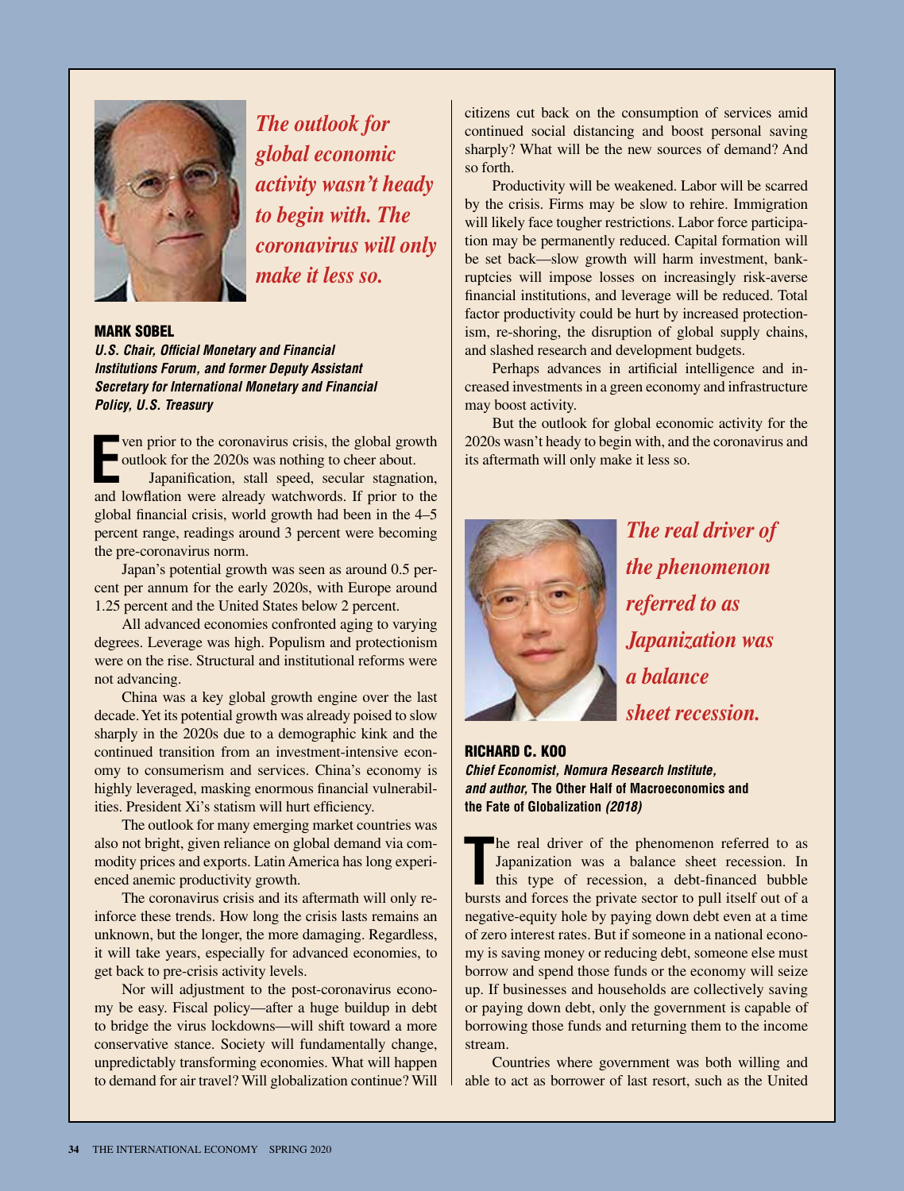*The outlook for global economic activity wasn't heady to begin with. The coronavirus will only make it less so.*

**MARK SOBEL**

***U.S. Chair, Official Monetary and Financial Institutions Forum, and former Deputy Assistant Secretary for International Monetary and Financial Policy, U.S. Treasury***

Even prior to the coronavirus crisis, the global growth outlook for the 2020s was nothing to cheer about.

Japanification, stall speed, secular stagnation, and lowflation were already watchwords. If prior to the global financial crisis, world growth had been in the 4–5 percent range, readings around 3 percent were becoming the pre-coronavirus norm.

Japan's potential growth was seen as around 0.5 percent per annum for the early 2020s, with Europe around 1.25 percent and the United States below 2 percent.

All advanced economies confronted aging to varying degrees. Leverage was high. Populism and protectionism were on the rise. Structural and institutional reforms were not advancing.

China was a key global growth engine over the last decade. Yet its potential growth was already poised to slow sharply in the 2020s due to a demographic kink and the continued transition from an investment-intensive economy to consumerism and services. China's economy is highly leveraged, masking enormous financial vulnerabilities. President Xi's statism will hurt efficiency.

The outlook for many emerging market countries was also not bright, given reliance on global demand via commodity prices and exports. Latin America has long experienced anemic productivity growth.

The coronavirus crisis and its aftermath will only reinforce these trends. How long the crisis lasts remains an unknown, but the longer, the more damaging. Regardless, it will take years, especially for advanced economies, to get back to pre-crisis activity levels.

Nor will adjustment to the post-coronavirus economy be easy. Fiscal policy—after a huge buildup in debt to bridge the virus lockdowns—will shift toward a more conservative stance. Society will fundamentally change, unpredictably transforming economies. What will happen to demand for air travel? Will globalization continue? Will citizens cut back on the consumption of services amid continued social distancing and boost personal saving sharply? What will be the new sources of demand? And so forth.

Productivity will be weakened. Labor will be scarred by the crisis. Firms may be slow to rehire. Immigration will likely face tougher restrictions. Labor force participation may be permanently reduced. Capital formation will be set back—slow growth will harm investment, bankruptcies will impose losses on increasingly risk-averse financial institutions, and leverage will be reduced. Total factor productivity could be hurt by increased protectionism, re-shoring, the disruption of global supply chains, and slashed research and development budgets.

Perhaps advances in artificial intelligence and increased investments in a green economy and infrastructure may boost activity.

But the outlook for global economic activity for the 2020s wasn't heady to begin with, and the coronavirus and its aftermath will only make it less so.

*The real driver of the phenomenon referred to as Japanization was a balance sheet recession.*

**RICHARD C. KOO**

***Chief Economist, Nomura Research Institute, and author,* The Other Half of Macroeconomics and the Fate of Globalization *(2018)***

The real driver of the phenomenon referred to as Japanization was a balance sheet recession. In this type of recession, a debt-financed bubble bursts and forces the private sector to pull itself out of a negative-equity hole by paying down debt even at a time of zero interest rates. But if someone in a national economy is saving money or reducing debt, someone else must borrow and spend those funds or the economy will seize up. If businesses and households are collectively saving or paying down debt, only the government is capable of borrowing those funds and returning them to the income stream.

Countries where government was both willing and able to act as borrower of last resort, such as the United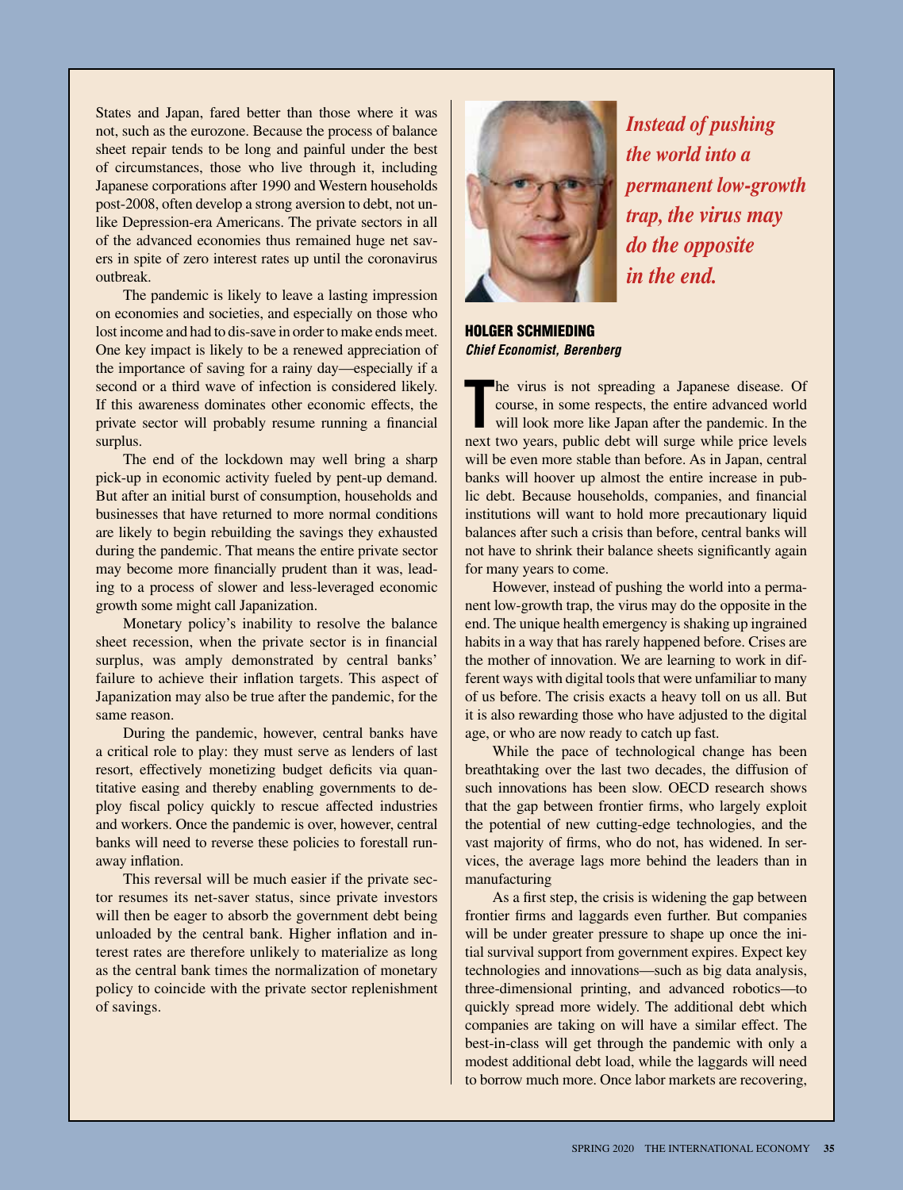States and Japan, fared better than those where it was not, such as the eurozone. Because the process of balance sheet repair tends to be long and painful under the best of circumstances, those who live through it, including Japanese corporations after 1990 and Western households post-2008, often develop a strong aversion to debt, not unlike Depression-era Americans. The private sectors in all of the advanced economies thus remained huge net savers in spite of zero interest rates up until the coronavirus outbreak.

The pandemic is likely to leave a lasting impression on economies and societies, and especially on those who lost income and had to dis-save in order to make ends meet. One key impact is likely to be a renewed appreciation of the importance of saving for a rainy day—especially if a second or a third wave of infection is considered likely. If this awareness dominates other economic effects, the private sector will probably resume running a financial surplus.

The end of the lockdown may well bring a sharp pick-up in economic activity fueled by pent-up demand. But after an initial burst of consumption, households and businesses that have returned to more normal conditions are likely to begin rebuilding the savings they exhausted during the pandemic. That means the entire private sector may become more financially prudent than it was, leading to a process of slower and less-leveraged economic growth some might call Japanization.

Monetary policy's inability to resolve the balance sheet recession, when the private sector is in financial surplus, was amply demonstrated by central banks' failure to achieve their inflation targets. This aspect of Japanization may also be true after the pandemic, for the same reason.

During the pandemic, however, central banks have a critical role to play: they must serve as lenders of last resort, effectively monetizing budget deficits via quantitative easing and thereby enabling governments to deploy fiscal policy quickly to rescue affected industries and workers. Once the pandemic is over, however, central banks will need to reverse these policies to forestall runaway inflation.

This reversal will be much easier if the private sector resumes its net-saver status, since private investors will then be eager to absorb the government debt being unloaded by the central bank. Higher inflation and interest rates are therefore unlikely to materialize as long as the central bank times the normalization of monetary policy to coincide with the private sector replenishment of savings.

***Instead of pushing the world into a permanent low-growth trap, the virus may do the opposite in the end.***

## HOLGER SCHMIEDING
***Chief Economist, Berenberg***

The virus is not spreading a Japanese disease. Of course, in some respects, the entire advanced world will look more like Japan after the pandemic. In the next two years, public debt will surge while price levels will be even more stable than before. As in Japan, central banks will hoover up almost the entire increase in public debt. Because households, companies, and financial institutions will want to hold more precautionary liquid balances after such a crisis than before, central banks will not have to shrink their balance sheets significantly again for many years to come.

However, instead of pushing the world into a permanent low-growth trap, the virus may do the opposite in the end. The unique health emergency is shaking up ingrained habits in a way that has rarely happened before. Crises are the mother of innovation. We are learning to work in different ways with digital tools that were unfamiliar to many of us before. The crisis exacts a heavy toll on us all. But it is also rewarding those who have adjusted to the digital age, or who are now ready to catch up fast.

While the pace of technological change has been breathtaking over the last two decades, the diffusion of such innovations has been slow. OECD research shows that the gap between frontier firms, who largely exploit the potential of new cutting-edge technologies, and the vast majority of firms, who do not, has widened. In services, the average lags more behind the leaders than in manufacturing

As a first step, the crisis is widening the gap between frontier firms and laggards even further. But companies will be under greater pressure to shape up once the initial survival support from government expires. Expect key technologies and innovations—such as big data analysis, three-dimensional printing, and advanced robotics—to quickly spread more widely. The additional debt which companies are taking on will have a similar effect. The best-in-class will get through the pandemic with only a modest additional debt load, while the laggards will need to borrow much more. Once labor markets are recovering,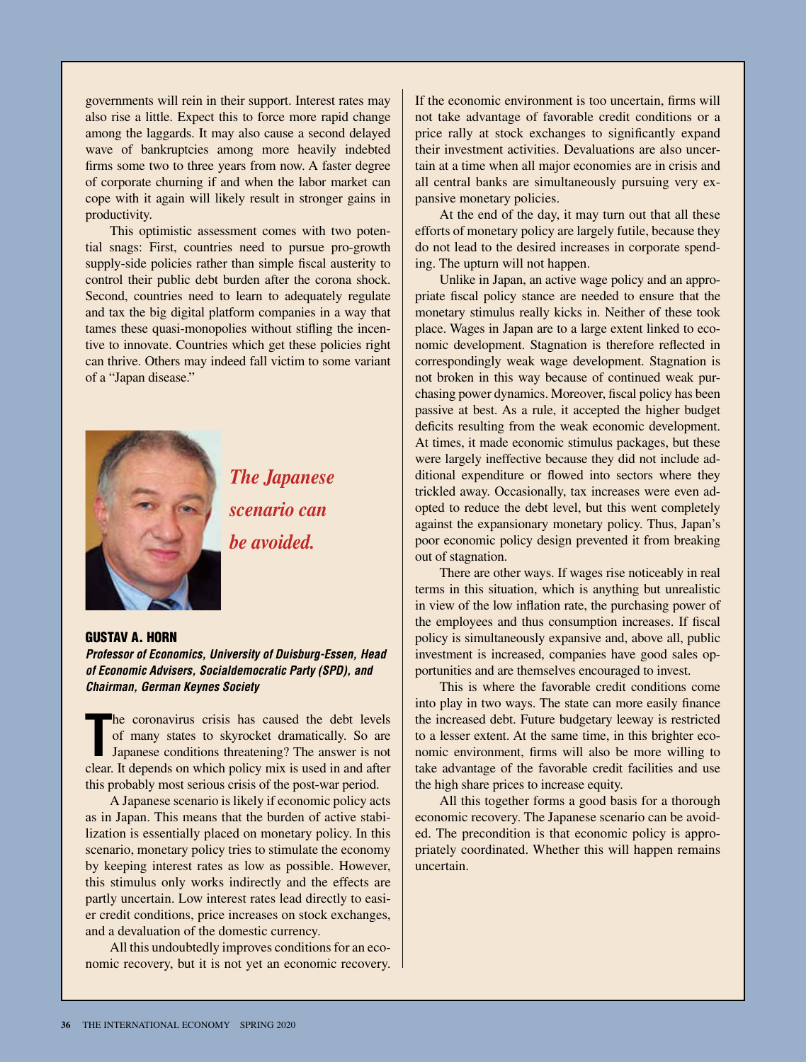governments will rein in their support. Interest rates may also rise a little. Expect this to force more rapid change among the laggards. It may also cause a second delayed wave of bankruptcies among more heavily indebted firms some two to three years from now. A faster degree of corporate churning if and when the labor market can cope with it again will likely result in stronger gains in productivity.

This optimistic assessment comes with two potential snags: First, countries need to pursue pro-growth supply-side policies rather than simple fiscal austerity to control their public debt burden after the corona shock. Second, countries need to learn to adequately regulate and tax the big digital platform companies in a way that tames these quasi-monopolies without stifling the incentive to innovate. Countries which get these policies right can thrive. Others may indeed fall victim to some variant of a "Japan disease."

*The Japanese scenario can be avoided.*

**GUSTAV A. HORN**
***Professor of Economics, University of Duisburg-Essen, Head of Economic Advisers, Socialdemocratic Party (SPD), and Chairman, German Keynes Society***

The coronavirus crisis has caused the debt levels of many states to skyrocket dramatically. So are Japanese conditions threatening? The answer is not clear. It depends on which policy mix is used in and after this probably most serious crisis of the post-war period.

A Japanese scenario is likely if economic policy acts as in Japan. This means that the burden of active stabilization is essentially placed on monetary policy. In this scenario, monetary policy tries to stimulate the economy by keeping interest rates as low as possible. However, this stimulus only works indirectly and the effects are partly uncertain. Low interest rates lead directly to easier credit conditions, price increases on stock exchanges, and a devaluation of the domestic currency.

All this undoubtedly improves conditions for an economic recovery, but it is not yet an economic recovery. If the economic environment is too uncertain, firms will not take advantage of favorable credit conditions or a price rally at stock exchanges to significantly expand their investment activities. Devaluations are also uncertain at a time when all major economies are in crisis and all central banks are simultaneously pursuing very expansive monetary policies.

At the end of the day, it may turn out that all these efforts of monetary policy are largely futile, because they do not lead to the desired increases in corporate spending. The upturn will not happen.

Unlike in Japan, an active wage policy and an appropriate fiscal policy stance are needed to ensure that the monetary stimulus really kicks in. Neither of these took place. Wages in Japan are to a large extent linked to economic development. Stagnation is therefore reflected in correspondingly weak wage development. Stagnation is not broken in this way because of continued weak purchasing power dynamics. Moreover, fiscal policy has been passive at best. As a rule, it accepted the higher budget deficits resulting from the weak economic development. At times, it made economic stimulus packages, but these were largely ineffective because they did not include additional expenditure or flowed into sectors where they trickled away. Occasionally, tax increases were even adopted to reduce the debt level, but this went completely against the expansionary monetary policy. Thus, Japan's poor economic policy design prevented it from breaking out of stagnation.

There are other ways. If wages rise noticeably in real terms in this situation, which is anything but unrealistic in view of the low inflation rate, the purchasing power of the employees and thus consumption increases. If fiscal policy is simultaneously expansive and, above all, public investment is increased, companies have good sales opportunities and are themselves encouraged to invest.

This is where the favorable credit conditions come into play in two ways. The state can more easily finance the increased debt. Future budgetary leeway is restricted to a lesser extent. At the same time, in this brighter economic environment, firms will also be more willing to take advantage of the favorable credit facilities and use the high share prices to increase equity.

All this together forms a good basis for a thorough economic recovery. The Japanese scenario can be avoided. The precondition is that economic policy is appropriately coordinated. Whether this will happen remains uncertain.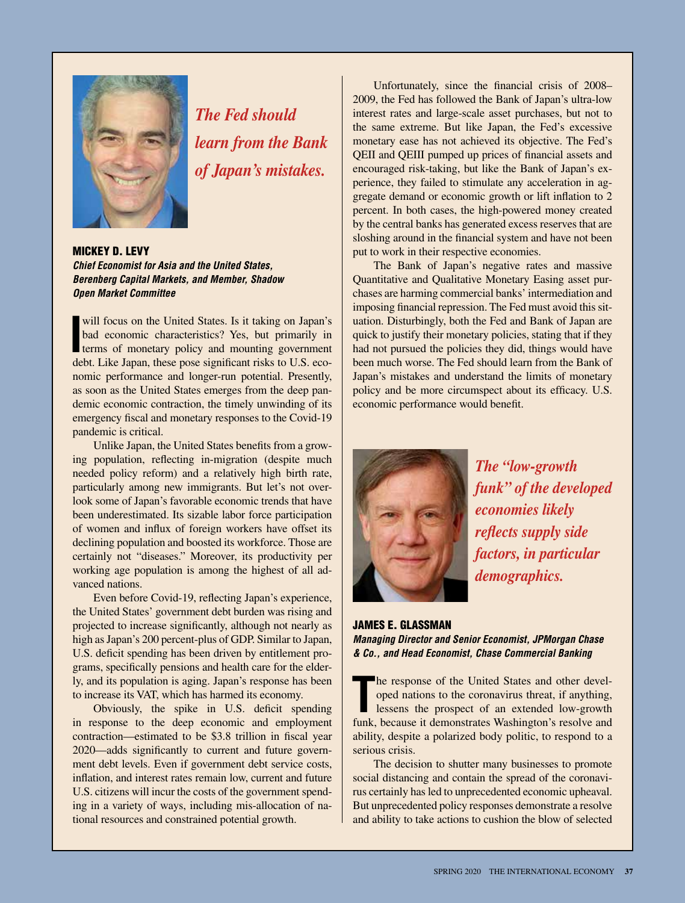*The Fed should learn from the Bank of Japan's mistakes.*

**MICKEY D. LEVY**

***Chief Economist for Asia and the United States, Berenberg Capital Markets, and Member, Shadow Open Market Committee***

I will focus on the United States. Is it taking on Japan's bad economic characteristics? Yes, but primarily in terms of monetary policy and mounting government debt. Like Japan, these pose significant risks to U.S. economic performance and longer-run potential. Presently, as soon as the United States emerges from the deep pandemic economic contraction, the timely unwinding of its emergency fiscal and monetary responses to the Covid-19 pandemic is critical.

Unlike Japan, the United States benefits from a growing population, reflecting in-migration (despite much needed policy reform) and a relatively high birth rate, particularly among new immigrants. But let's not overlook some of Japan's favorable economic trends that have been underestimated. Its sizable labor force participation of women and influx of foreign workers have offset its declining population and boosted its workforce. Those are certainly not "diseases." Moreover, its productivity per working age population is among the highest of all advanced nations.

Even before Covid-19, reflecting Japan's experience, the United States' government debt burden was rising and projected to increase significantly, although not nearly as high as Japan's 200 percent-plus of GDP. Similar to Japan, U.S. deficit spending has been driven by entitlement programs, specifically pensions and health care for the elderly, and its population is aging. Japan's response has been to increase its VAT, which has harmed its economy.

Obviously, the spike in U.S. deficit spending in response to the deep economic and employment contraction—estimated to be $3.8 trillion in fiscal year 2020—adds significantly to current and future government debt levels. Even if government debt service costs, inflation, and interest rates remain low, current and future U.S. citizens will incur the costs of the government spending in a variety of ways, including mis-allocation of national resources and constrained potential growth.

Unfortunately, since the financial crisis of 2008–2009, the Fed has followed the Bank of Japan's ultra-low interest rates and large-scale asset purchases, but not to the same extreme. But like Japan, the Fed's excessive monetary ease has not achieved its objective. The Fed's QEII and QEIII pumped up prices of financial assets and encouraged risk-taking, but like the Bank of Japan's experience, they failed to stimulate any acceleration in aggregate demand or economic growth or lift inflation to 2 percent. In both cases, the high-powered money created by the central banks has generated excess reserves that are sloshing around in the financial system and have not been put to work in their respective economies.

The Bank of Japan's negative rates and massive Quantitative and Qualitative Monetary Easing asset purchases are harming commercial banks' intermediation and imposing financial repression. The Fed must avoid this situation. Disturbingly, both the Fed and Bank of Japan are quick to justify their monetary policies, stating that if they had not pursued the policies they did, things would have been much worse. The Fed should learn from the Bank of Japan's mistakes and understand the limits of monetary policy and be more circumspect about its efficacy. U.S. economic performance would benefit.

*The "low-growth funk" of the developed economies likely reflects supply side factors, in particular demographics.*

**JAMES E. GLASSMAN**

***Managing Director and Senior Economist, JPMorgan Chase & Co., and Head Economist, Chase Commercial Banking***

The response of the United States and other developed nations to the coronavirus threat, if anything, lessens the prospect of an extended low-growth funk, because it demonstrates Washington's resolve and ability, despite a polarized body politic, to respond to a serious crisis.

The decision to shutter many businesses to promote social distancing and contain the spread of the coronavirus certainly has led to unprecedented economic upheaval. But unprecedented policy responses demonstrate a resolve and ability to take actions to cushion the blow of selected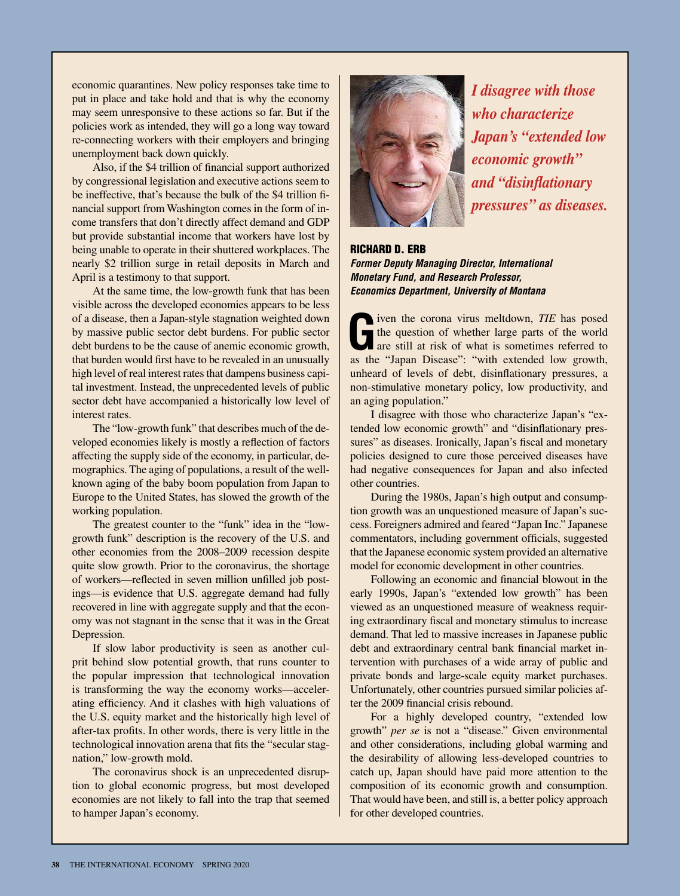economic quarantines. New policy responses take time to put in place and take hold and that is why the economy may seem unresponsive to these actions so far. But if the policies work as intended, they will go a long way toward re-connecting workers with their employers and bringing unemployment back down quickly.

Also, if the $4 trillion of financial support authorized by congressional legislation and executive actions seem to be ineffective, that's because the bulk of the $4 trillion financial support from Washington comes in the form of income transfers that don't directly affect demand and GDP but provide substantial income that workers have lost by being unable to operate in their shuttered workplaces. The nearly $2 trillion surge in retail deposits in March and April is a testimony to that support.

At the same time, the low-growth funk that has been visible across the developed economies appears to be less of a disease, then a Japan-style stagnation weighted down by massive public sector debt burdens. For public sector debt burdens to be the cause of anemic economic growth, that burden would first have to be revealed in an unusually high level of real interest rates that dampens business capital investment. Instead, the unprecedented levels of public sector debt have accompanied a historically low level of interest rates.

The "low-growth funk" that describes much of the developed economies likely is mostly a reflection of factors affecting the supply side of the economy, in particular, demographics. The aging of populations, a result of the well-known aging of the baby boom population from Japan to Europe to the United States, has slowed the growth of the working population.

The greatest counter to the "funk" idea in the "low-growth funk" description is the recovery of the U.S. and other economies from the 2008–2009 recession despite quite slow growth. Prior to the coronavirus, the shortage of workers—reflected in seven million unfilled job postings—is evidence that U.S. aggregate demand had fully recovered in line with aggregate supply and that the economy was not stagnant in the sense that it was in the Great Depression.

If slow labor productivity is seen as another culprit behind slow potential growth, that runs counter to the popular impression that technological innovation is transforming the way the economy works—accelerating efficiency. And it clashes with high valuations of the U.S. equity market and the historically high level of after-tax profits. In other words, there is very little in the technological innovation arena that fits the "secular stagnation," low-growth mold.

The coronavirus shock is an unprecedented disruption to global economic progress, but most developed economies are not likely to fall into the trap that seemed to hamper Japan's economy.

***I disagree with those who characterize Japan's "extended low economic growth" and "disinflationary pressures" as diseases.***

## RICHARD D. ERB

***Former Deputy Managing Director, International Monetary Fund, and Research Professor, Economics Department, University of Montana***

Given the corona virus meltdown, *TIE* has posed the question of whether large parts of the world are still at risk of what is sometimes referred to as the "Japan Disease": "with extended low growth, unheard of levels of debt, disinflationary pressures, a non-stimulative monetary policy, low productivity, and an aging population."

I disagree with those who characterize Japan's "extended low economic growth" and "disinflationary pressures" as diseases. Ironically, Japan's fiscal and monetary policies designed to cure those perceived diseases have had negative consequences for Japan and also infected other countries.

During the 1980s, Japan's high output and consumption growth was an unquestioned measure of Japan's success. Foreigners admired and feared "Japan Inc." Japanese commentators, including government officials, suggested that the Japanese economic system provided an alternative model for economic development in other countries.

Following an economic and financial blowout in the early 1990s, Japan's "extended low growth" has been viewed as an unquestioned measure of weakness requiring extraordinary fiscal and monetary stimulus to increase demand. That led to massive increases in Japanese public debt and extraordinary central bank financial market intervention with purchases of a wide array of public and private bonds and large-scale equity market purchases. Unfortunately, other countries pursued similar policies after the 2009 financial crisis rebound.

For a highly developed country, "extended low growth" *per se* is not a "disease." Given environmental and other considerations, including global warming and the desirability of allowing less-developed countries to catch up, Japan should have paid more attention to the composition of its economic growth and consumption. That would have been, and still is, a better policy approach for other developed countries.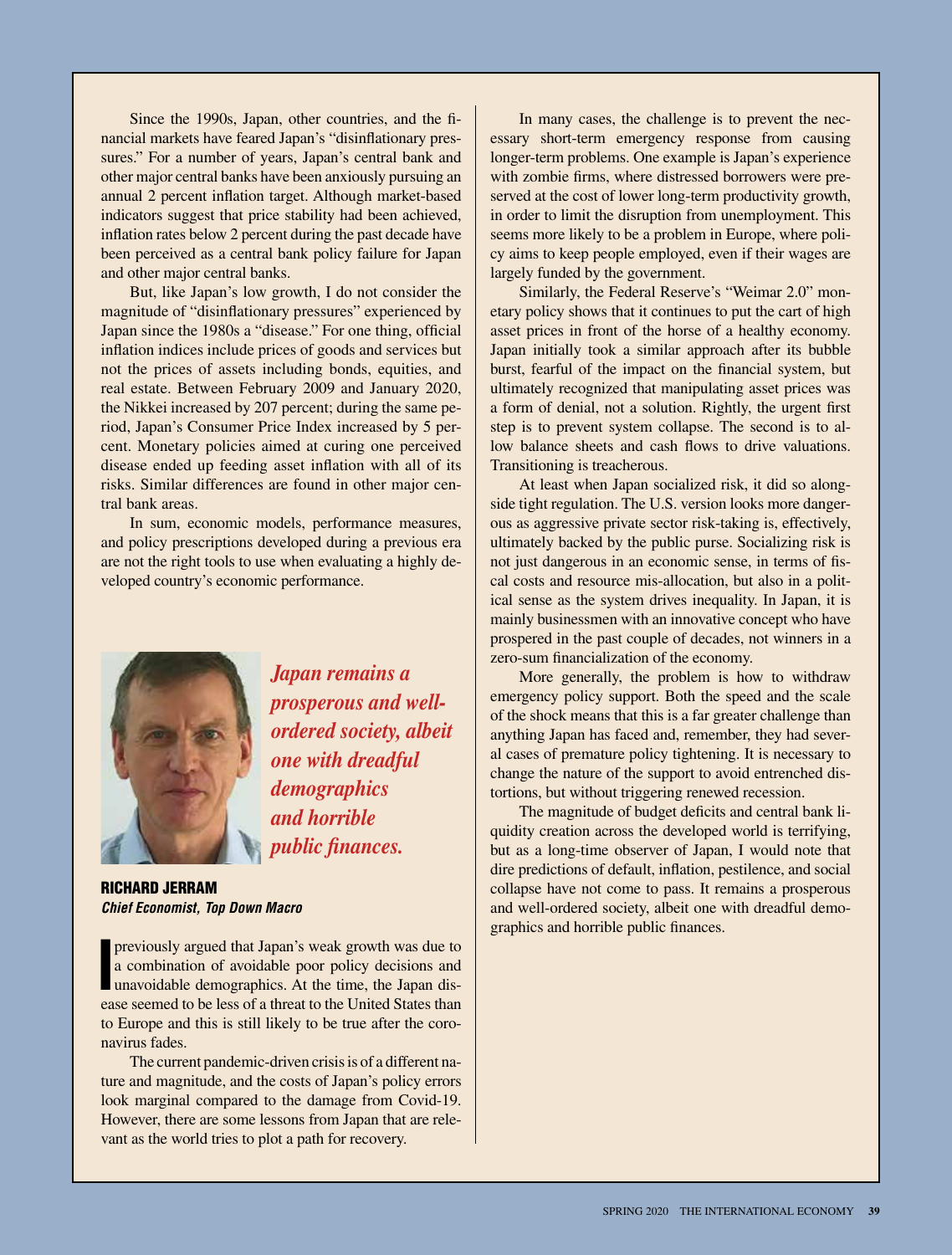Since the 1990s, Japan, other countries, and the financial markets have feared Japan's "disinflationary pressures." For a number of years, Japan's central bank and other major central banks have been anxiously pursuing an annual 2 percent inflation target. Although market-based indicators suggest that price stability had been achieved, inflation rates below 2 percent during the past decade have been perceived as a central bank policy failure for Japan and other major central banks.

But, like Japan's low growth, I do not consider the magnitude of "disinflationary pressures" experienced by Japan since the 1980s a "disease." For one thing, official inflation indices include prices of goods and services but not the prices of assets including bonds, equities, and real estate. Between February 2009 and January 2020, the Nikkei increased by 207 percent; during the same period, Japan's Consumer Price Index increased by 5 percent. Monetary policies aimed at curing one perceived disease ended up feeding asset inflation with all of its risks. Similar differences are found in other major central bank areas.

In sum, economic models, performance measures, and policy prescriptions developed during a previous era are not the right tools to use when evaluating a highly developed country's economic performance.

***Japan remains a prosperous and well-ordered society, albeit one with dreadful demographics and horrible public finances.***

## RICHARD JERRAM

***Chief Economist, Top Down Macro***

I previously argued that Japan's weak growth was due to a combination of avoidable poor policy decisions and unavoidable demographics. At the time, the Japan disease seemed to be less of a threat to the United States than to Europe and this is still likely to be true after the coronavirus fades.

The current pandemic-driven crisis is of a different nature and magnitude, and the costs of Japan's policy errors look marginal compared to the damage from Covid-19. However, there are some lessons from Japan that are relevant as the world tries to plot a path for recovery.

In many cases, the challenge is to prevent the necessary short-term emergency response from causing longer-term problems. One example is Japan's experience with zombie firms, where distressed borrowers were preserved at the cost of lower long-term productivity growth, in order to limit the disruption from unemployment. This seems more likely to be a problem in Europe, where policy aims to keep people employed, even if their wages are largely funded by the government.

Similarly, the Federal Reserve's "Weimar 2.0" monetary policy shows that it continues to put the cart of high asset prices in front of the horse of a healthy economy. Japan initially took a similar approach after its bubble burst, fearful of the impact on the financial system, but ultimately recognized that manipulating asset prices was a form of denial, not a solution. Rightly, the urgent first step is to prevent system collapse. The second is to allow balance sheets and cash flows to drive valuations. Transitioning is treacherous.

At least when Japan socialized risk, it did so alongside tight regulation. The U.S. version looks more dangerous as aggressive private sector risk-taking is, effectively, ultimately backed by the public purse. Socializing risk is not just dangerous in an economic sense, in terms of fiscal costs and resource mis-allocation, but also in a political sense as the system drives inequality. In Japan, it is mainly businessmen with an innovative concept who have prospered in the past couple of decades, not winners in a zero-sum financialization of the economy.

More generally, the problem is how to withdraw emergency policy support. Both the speed and the scale of the shock means that this is a far greater challenge than anything Japan has faced and, remember, they had several cases of premature policy tightening. It is necessary to change the nature of the support to avoid entrenched distortions, but without triggering renewed recession.

The magnitude of budget deficits and central bank liquidity creation across the developed world is terrifying, but as a long-time observer of Japan, I would note that dire predictions of default, inflation, pestilence, and social collapse have not come to pass. It remains a prosperous and well-ordered society, albeit one with dreadful demographics and horrible public finances.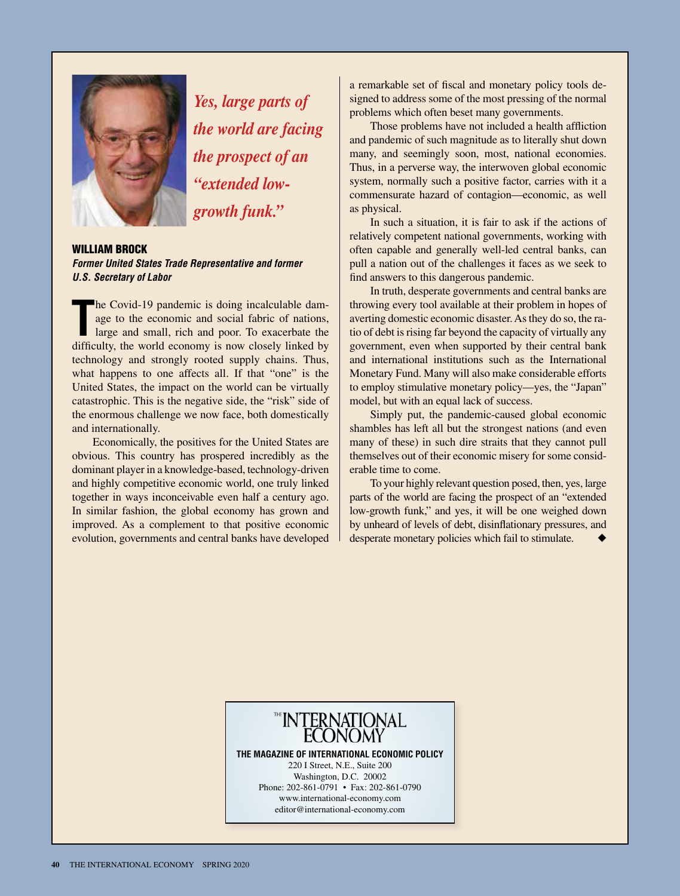*Yes, large parts of the world are facing the prospect of an "extended low-growth funk."*

**WILLIAM BROCK**
***Former United States Trade Representative and former U.S. Secretary of Labor***

The Covid-19 pandemic is doing incalculable damage to the economic and social fabric of nations, large and small, rich and poor. To exacerbate the difficulty, the world economy is now closely linked by technology and strongly rooted supply chains. Thus, what happens to one affects all. If that "one" is the United States, the impact on the world can be virtually catastrophic. This is the negative side, the "risk" side of the enormous challenge we now face, both domestically and internationally.

Economically, the positives for the United States are obvious. This country has prospered incredibly as the dominant player in a knowledge-based, technology-driven and highly competitive economic world, one truly linked together in ways inconceivable even half a century ago. In similar fashion, the global economy has grown and improved. As a complement to that positive economic evolution, governments and central banks have developed a remarkable set of fiscal and monetary policy tools designed to address some of the most pressing of the normal problems which often beset many governments.

Those problems have not included a health affliction and pandemic of such magnitude as to literally shut down many, and seemingly soon, most, national economies. Thus, in a perverse way, the interwoven global economic system, normally such a positive factor, carries with it a commensurate hazard of contagion—economic, as well as physical.

In such a situation, it is fair to ask if the actions of relatively competent national governments, working with often capable and generally well-led central banks, can pull a nation out of the challenges it faces as we seek to find answers to this dangerous pandemic.

In truth, desperate governments and central banks are throwing every tool available at their problem in hopes of averting domestic economic disaster. As they do so, the ratio of debt is rising far beyond the capacity of virtually any government, even when supported by their central bank and international institutions such as the International Monetary Fund. Many will also make considerable efforts to employ stimulative monetary policy—yes, the "Japan" model, but with an equal lack of success.

Simply put, the pandemic-caused global economic shambles has left all but the strongest nations (and even many of these) in such dire straits that they cannot pull themselves out of their economic misery for some considerable time to come.

To your highly relevant question posed, then, yes, large parts of the world are facing the prospect of an "extended low-growth funk," and yes, it will be one weighed down by unheard of levels of debt, disinflationary pressures, and desperate monetary policies which fail to stimulate. ◆

THE INTERNATIONAL ECONOMY

**THE MAGAZINE OF INTERNATIONAL ECONOMIC POLICY**
220 I Street, N.E., Suite 200
Washington, D.C. 20002
Phone: 202-861-0791 • Fax: 202-861-0790
www.international-economy.com
editor@international-economy.com